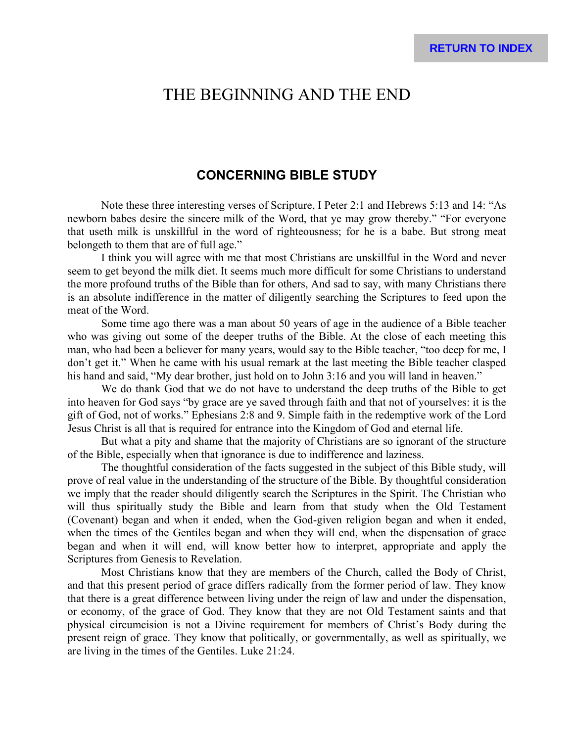# THE BEGINNING AND THE END

## CONCERNING BIBLE STUDY

Note these three interesting verses of Scripture, I Peter 2:1 and Hebrews 5:13 and 14: "As newborn babes desire the sincere milk of the Word, that ye may grow thereby." "For everyone that useth milk is unskillful in the word of righteousness; for he is a babe. But strong meat belongeth to them that are of full age."

I think you will agree with me that most Christians are unskillful in the Word and never seem to get beyond the milk diet. It seems much more difficult for some Christians to understand the more profound truths of the Bible than for others, And sad to say, with many Christians there is an absolute indifference in the matter of diligently searching the Scriptures to feed upon the meat of the Word.

Some time ago there was a man about 50 years of age in the audience of a Bible teacher who was giving out some of the deeper truths of the Bible. At the close of each meeting this man, who had been a believer for many years, would say to the Bible teacher, "too deep for me, I don't get it." When he came with his usual remark at the last meeting the Bible teacher clasped his hand and said, "My dear brother, just hold on to John 3:16 and you will land in heaven."

We do thank God that we do not have to understand the deep truths of the Bible to get into heaven for God says "by grace are ye saved through faith and that not of yourselves: it is the gift of God, not of works." Ephesians 2:8 and 9. Simple faith in the redemptive work of the Lord Jesus Christ is all that is required for entrance into the Kingdom of God and eternal life.

But what a pity and shame that the majority of Christians are so ignorant of the structure of the Bible, especially when that ignorance is due to indifference and laziness.

The thoughtful consideration of the facts suggested in the subject of this Bible study, will prove of real value in the understanding of the structure of the Bible. By thoughtful consideration we imply that the reader should diligently search the Scriptures in the Spirit. The Christian who will thus spiritually study the Bible and learn from that study when the Old Testament (Covenant) began and when it ended, when the God-given religion began and when it ended, when the times of the Gentiles began and when they will end, when the dispensation of grace began and when it will end, will know better how to interpret, appropriate and apply the Scriptures from Genesis to Revelation.

Most Christians know that they are members of the Church, called the Body of Christ, and that this present period of grace differs radically from the former period of law. They know that there is a great difference between living under the reign of law and under the dispensation, or economy, of the grace of God. They know that they are not Old Testament saints and that physical circumcision is not a Divine requirement for members of Christ's Body during the present reign of grace. They know that politically, or governmentally, as well as spiritually, we are living in the times of the Gentiles. Luke 21:24.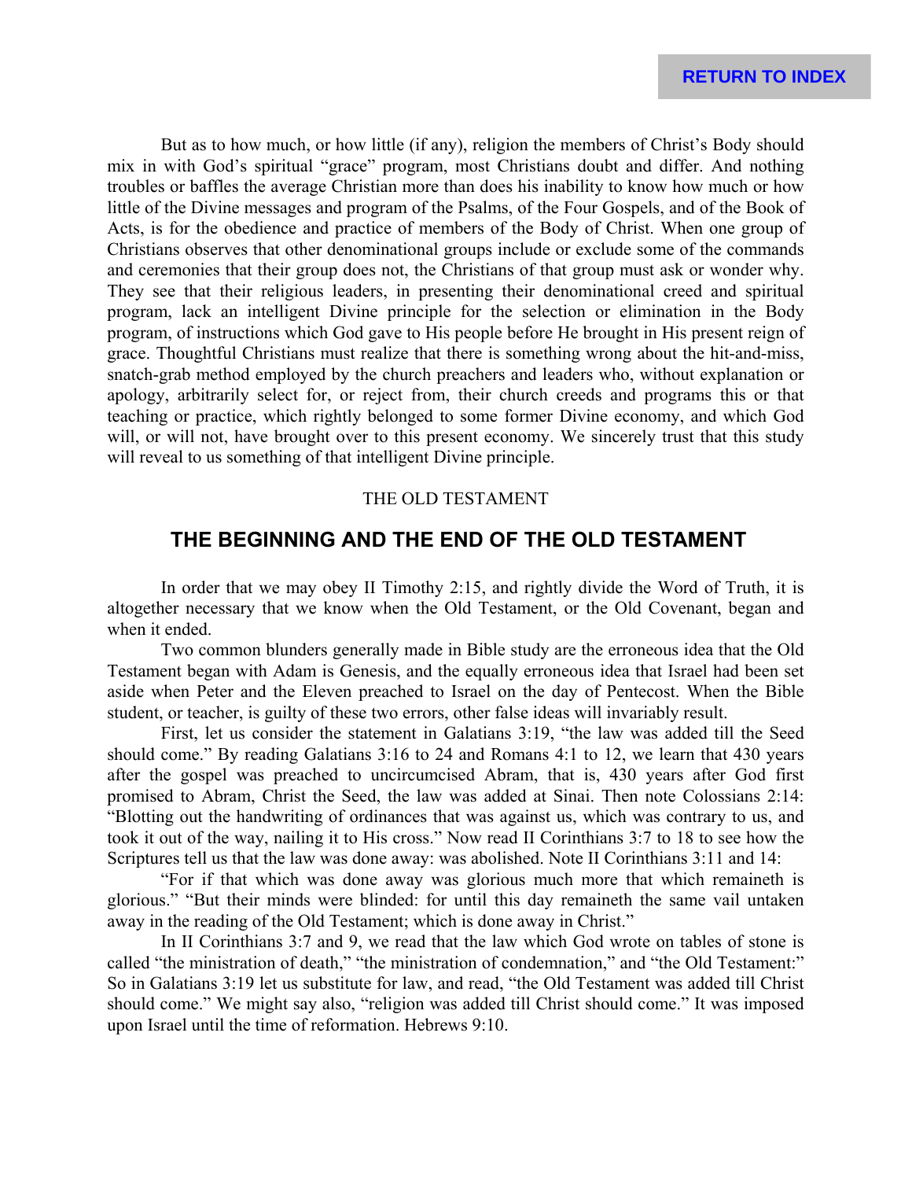But as to how much, or how little (if any), religion the members of Christ's Body should mix in with God's spiritual "grace" program, most Christians doubt and differ. And nothing troubles or baffles the average Christian more than does his inability to know how much or how little of the Divine messages and program of the Psalms, of the Four Gospels, and of the Book of Acts, is for the obedience and practice of members of the Body of Christ. When one group of Christians observes that other denominational groups include or exclude some of the commands and ceremonies that their group does not, the Christians of that group must ask or wonder why. They see that their religious leaders, in presenting their denominational creed and spiritual program, lack an intelligent Divine principle for the selection or elimination in the Body program, of instructions which God gave to His people before He brought in His present reign of grace. Thoughtful Christians must realize that there is something wrong about the hit-and-miss, snatch-grab method employed by the church preachers and leaders who, without explanation or apology, arbitrarily select for, or reject from, their church creeds and programs this or that teaching or practice, which rightly belonged to some former Divine economy, and which God will, or will not, have brought over to this present economy. We sincerely trust that this study will reveal to us something of that intelligent Divine principle.

THE OLD TESTAMENT

## THE BEGINNING AND THE END OF THE OLD TESTAMENT

In order that we may obey II Timothy 2:15, and rightly divide the Word of Truth, it is altogether necessary that we know when the Old Testament, or the Old Covenant, began and when it ended.

Two common blunders generally made in Bible study are the erroneous idea that the Old Testament began with Adam is Genesis, and the equally erroneous idea that Israel had been set aside when Peter and the Eleven preached to Israel on the day of Pentecost. When the Bible student, or teacher, is guilty of these two errors, other false ideas will invariably result.

First, let us consider the statement in Galatians 3:19, "the law was added till the Seed should come." By reading Galatians 3:16 to 24 and Romans 4:1 to 12, we learn that 430 years after the gospel was preached to uncircumcised Abram, that is, 430 years after God first promised to Abram, Christ the Seed, the law was added at Sinai. Then note Colossians 2:14: "Blotting out the handwriting of ordinances that was against us, which was contrary to us, and took it out of the way, nailing it to His cross." Now read II Corinthians 3:7 to 18 to see how the Scriptures tell us that the law was done away: was abolished. Note II Corinthians 3:11 and 14:

"For if that which was done away was glorious much more that which remaineth is glorious." "But their minds were blinded: for until this day remaineth the same vail untaken away in the reading of the Old Testament; which is done away in Christ."

In II Corinthians 3:7 and 9, we read that the law which God wrote on tables of stone is called "the ministration of death," "the ministration of condemnation," and "the Old Testament:" So in Galatians 3:19 let us substitute for law, and read, "the Old Testament was added till Christ should come." We might say also, "religion was added till Christ should come." It was imposed upon Israel until the time of reformation. Hebrews 9:10.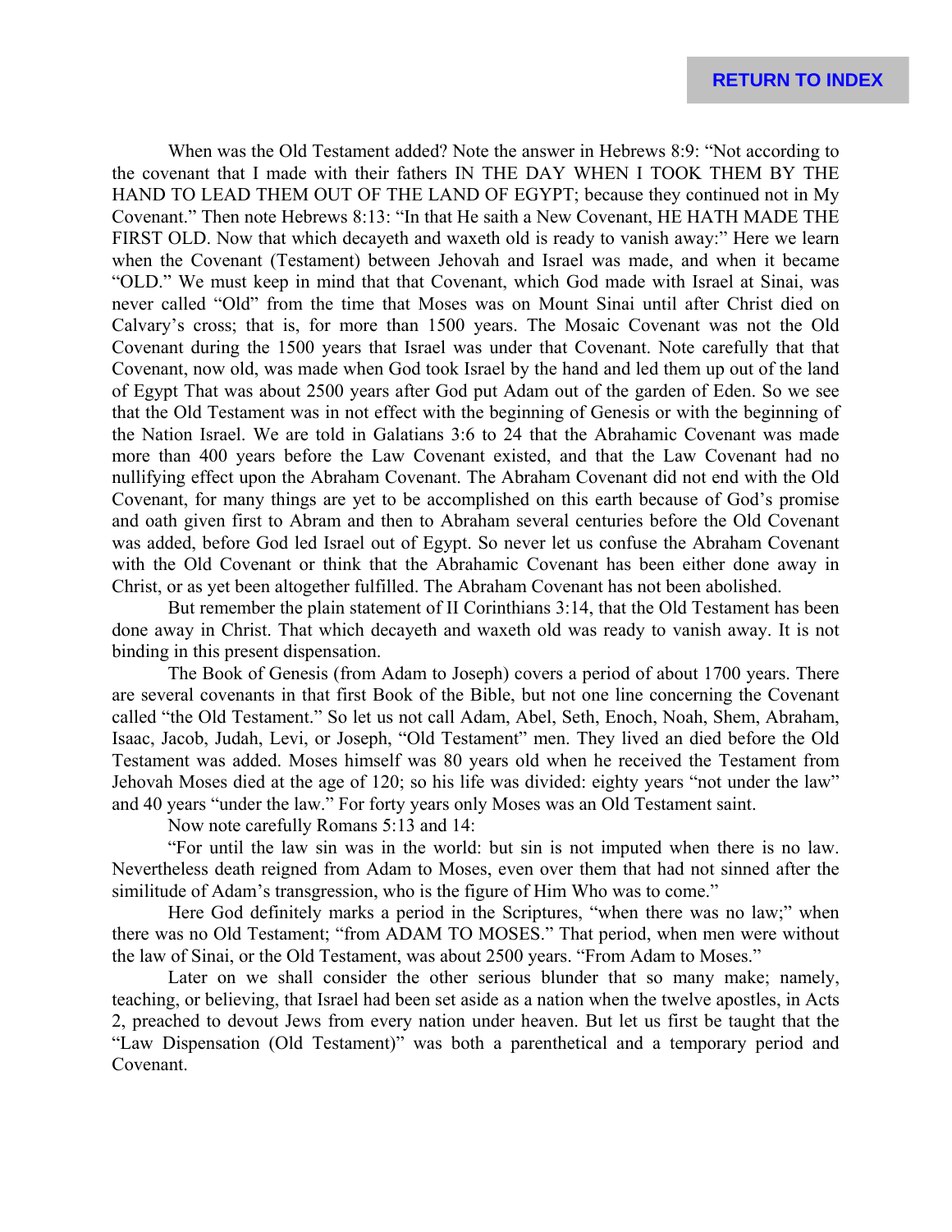When was the Old Testament added? Note the answer in Hebrews 8:9: "Not according to the covenant that I made with their fathers IN THE DAY WHEN I TOOK THEM BY THE HAND TO LEAD THEM OUT OF THE LAND OF EGYPT; because they continued not in My Covenant." Then note Hebrews 8:13: "In that He saith a New Covenant, HE HATH MADE THE FIRST OLD. Now that which decayeth and waxeth old is ready to vanish away:" Here we learn when the Covenant (Testament) between Jehovah and Israel was made, and when it became "OLD." We must keep in mind that that Covenant, which God made with Israel at Sinai, was never called "Old" from the time that Moses was on Mount Sinai until after Christ died on Calvary's cross; that is, for more than 1500 years. The Mosaic Covenant was not the Old Covenant during the 1500 years that Israel was under that Covenant. Note carefully that that Covenant, now old, was made when God took Israel by the hand and led them up out of the land of Egypt That was about 2500 years after God put Adam out of the garden of Eden. So we see that the Old Testament was in not effect with the beginning of Genesis or with the beginning of the Nation Israel. We are told in Galatians 3:6 to 24 that the Abrahamic Covenant was made more than 400 years before the Law Covenant existed, and that the Law Covenant had no nullifying effect upon the Abraham Covenant. The Abraham Covenant did not end with the Old Covenant, for many things are yet to be accomplished on this earth because of God's promise and oath given first to Abram and then to Abraham several centuries before the Old Covenant was added, before God led Israel out of Egypt. So never let us confuse the Abraham Covenant with the Old Covenant or think that the Abrahamic Covenant has been either done away in Christ, or as yet been altogether fulfilled. The Abraham Covenant has not been abolished.

But remember the plain statement of II Corinthians 3:14, that the Old Testament has been done away in Christ. That which decayeth and waxeth old was ready to vanish away. It is not binding in this present dispensation.

The Book of Genesis (from Adam to Joseph) covers a period of about 1700 years. There are several covenants in that first Book of the Bible, but not one line concerning the Covenant called "the Old Testament." So let us not call Adam, Abel, Seth, Enoch, Noah, Shem, Abraham, Isaac, Jacob, Judah, Levi, or Joseph, "Old Testament" men. They lived an died before the Old Testament was added. Moses himself was 80 years old when he received the Testament from Jehovah Moses died at the age of 120; so his life was divided: eighty years "not under the law" and 40 years "under the law." For forty years only Moses was an Old Testament saint.

Now note carefully Romans 5:13 and 14:

"For until the law sin was in the world: but sin is not imputed when there is no law. Nevertheless death reigned from Adam to Moses, even over them that had not sinned after the similitude of Adam's transgression, who is the figure of Him Who was to come."

Here God definitely marks a period in the Scriptures, "when there was no law;" when there was no Old Testament; "from ADAM TO MOSES." That period, when men were without the law of Sinai, or the Old Testament, was about 2500 years. "From Adam to Moses."

Later on we shall consider the other serious blunder that so many make; namely, teaching, or believing, that Israel had been set aside as a nation when the twelve apostles, in Acts 2, preached to devout Jews from every nation under heaven. But let us first be taught that the "Law Dispensation (Old Testament)" was both a parenthetical and a temporary period and Covenant.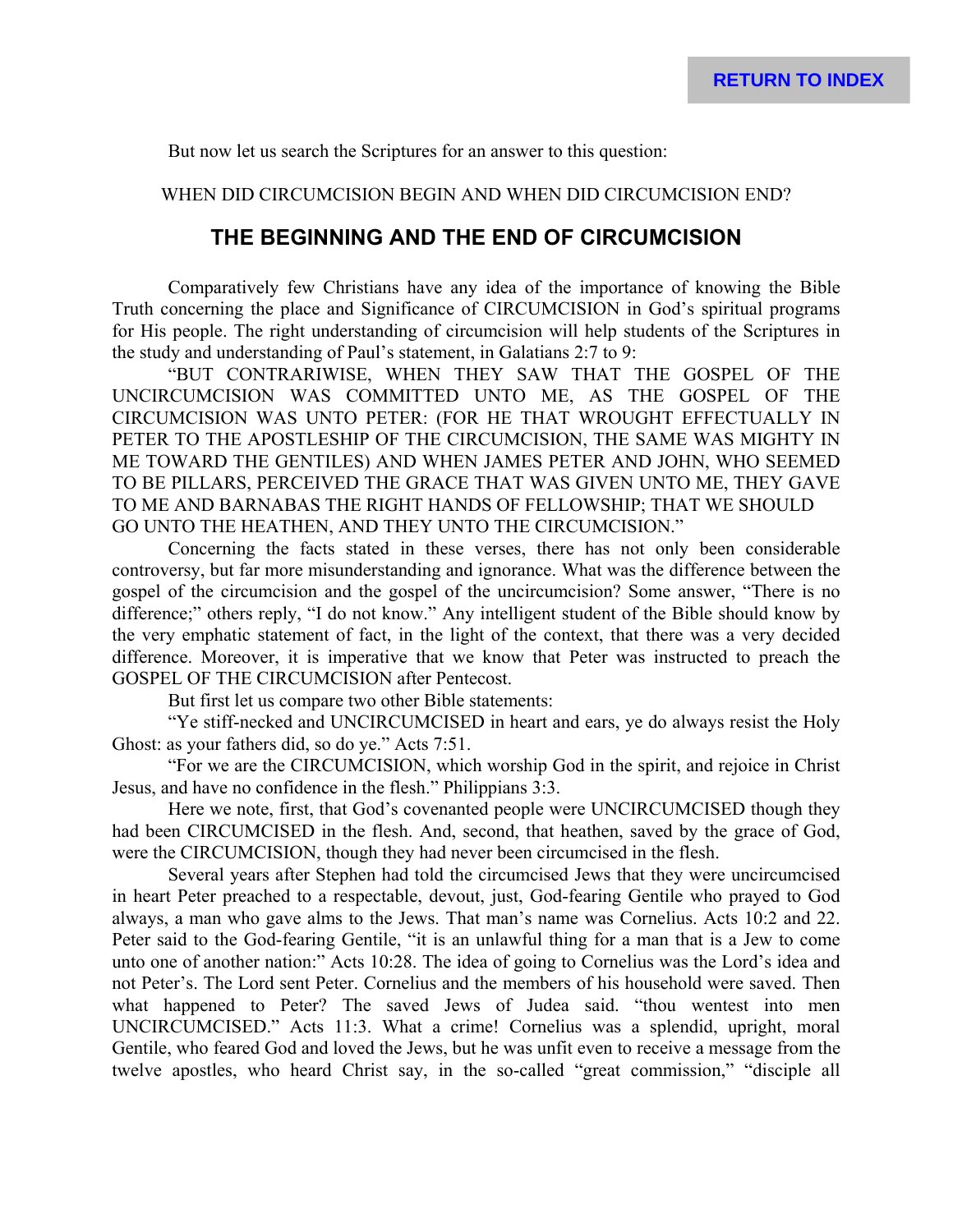But now let us search the Scriptures for an answer to this question:

WHEN DID CIRCUMCISION BEGIN AND WHEN DID CIRCUMCISION END?

## THE BEGINNING AND THE END OF CIRCUMCISION

Comparatively few Christians have any idea of the importance of knowing the Bible Truth concerning the place and Significance of CIRCUMCISION in God's spiritual programs for His people. The right understanding of circumcision will help students of the Scriptures in the study and understanding of Paul's statement, in Galatians 2:7 to 9:

"BUT CONTRARIWISE, WHEN THEY SAW THAT THE GOSPEL OF THE UNCIRCUMCISION WAS COMMITTED UNTO ME, AS THE GOSPEL OF THE CIRCUMCISION WAS UNTO PETER: (FOR HE THAT WROUGHT EFFECTUALLY IN PETER TO THE APOSTLESHIP OF THE CIRCUMCISION, THE SAME WAS MIGHTY IN ME TOWARD THE GENTILES) AND WHEN JAMES PETER AND JOHN, WHO SEEMED TO BE PILLARS, PERCEIVED THE GRACE THAT WAS GIVEN UNTO ME, THEY GAVE TO ME AND BARNABAS THE RIGHT HANDS OF FELLOWSHIP; THAT WE SHOULD GO UNTO THE HEATHEN, AND THEY UNTO THE CIRCUMCISION."

Concerning the facts stated in these verses, there has not only been considerable controversy, but far more misunderstanding and ignorance. What was the difference between the gospel of the circumcision and the gospel of the uncircumcision? Some answer, "There is no difference;" others reply, "I do not know." Any intelligent student of the Bible should know by the very emphatic statement of fact, in the light of the context, that there was a very decided difference. Moreover, it is imperative that we know that Peter was instructed to preach the GOSPEL OF THE CIRCUMCISION after Pentecost.

But first let us compare two other Bible statements:

"Ye stiff-necked and UNCIRCUMCISED in heart and ears, ye do always resist the Holy Ghost: as your fathers did, so do ye." Acts 7:51.

"For we are the CIRCUMCISION, which worship God in the spirit, and rejoice in Christ Jesus, and have no confidence in the flesh." Philippians 3:3.

Here we note, first, that God's covenanted people were UNCIRCUMCISED though they had been CIRCUMCISED in the flesh. And, second, that heathen, saved by the grace of God, were the CIRCUMCISION, though they had never been circumcised in the flesh.

Several years after Stephen had told the circumcised Jews that they were uncircumcised in heart Peter preached to a respectable, devout, just, God-fearing Gentile who prayed to God always, a man who gave alms to the Jews. That man's name was Cornelius. Acts 10:2 and 22. Peter said to the God-fearing Gentile, "it is an unlawful thing for a man that is a Jew to come unto one of another nation:" Acts 10:28. The idea of going to Cornelius was the Lord's idea and not Peter's. The Lord sent Peter. Cornelius and the members of his household were saved. Then what happened to Peter? The saved Jews of Judea said. "thou wentest into men UNCIRCUMCISED." Acts 11:3. What a crime! Cornelius was a splendid, upright, moral Gentile, who feared God and loved the Jews, but he was unfit even to receive a message from the twelve apostles, who heard Christ say, in the so-called "great commission," "disciple all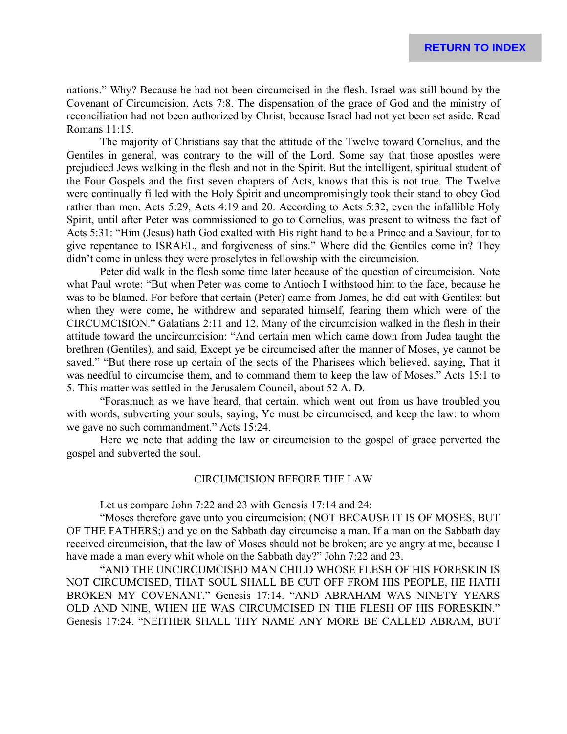nations." Why? Because he had not been circumcised in the flesh. Israel was still bound by the Covenant of Circumcision. Acts 7:8. The dispensation of the grace of God and the ministry of reconciliation had not been authorized by Christ, because Israel had not yet been set aside. Read Romans 11:15.

The majority of Christians say that the attitude of the Twelve toward Cornelius, and the Gentiles in general, was contrary to the will of the Lord. Some say that those apostles were prejudiced Jews walking in the flesh and not in the Spirit. But the intelligent, spiritual student of the Four Gospels and the first seven chapters of Acts, knows that this is not true. The Twelve were continually filled with the Holy Spirit and uncompromisingly took their stand to obey God rather than men. Acts 5:29, Acts 4:19 and 20. According to Acts 5:32, even the infallible Holy Spirit, until after Peter was commissioned to go to Cornelius, was present to witness the fact of Acts 5:31: "Him (Jesus) hath God exalted with His right hand to be a Prince and a Saviour, for to give repentance to ISRAEL, and forgiveness of sins." Where did the Gentiles come in? They didn't come in unless they were proselytes in fellowship with the circumcision.

Peter did walk in the flesh some time later because of the question of circumcision. Note what Paul wrote: "But when Peter was come to Antioch I withstood him to the face, because he was to be blamed. For before that certain (Peter) came from James, he did eat with Gentiles: but when they were come, he withdrew and separated himself, fearing them which were of the CIRCUMCISION." Galatians 2:11 and 12. Many of the circumcision walked in the flesh in their attitude toward the uncircumcision: "And certain men which came down from Judea taught the brethren (Gentiles), and said, Except ye be circumcised after the manner of Moses, ye cannot be saved." "But there rose up certain of the sects of the Pharisees which believed, saying, That it was needful to circumcise them, and to command them to keep the law of Moses." Acts 15:1 to 5. This matter was settled in the Jerusalem Council, about 52 A. D.

"Forasmuch as we have heard, that certain. which went out from us have troubled you with words, subverting your souls, saying, Ye must be circumcised, and keep the law: to whom we gave no such commandment." Acts 15:24.

Here we note that adding the law or circumcision to the gospel of grace perverted the gospel and subverted the soul.

## CIRCUMCISION BEFORE THE LAW

Let us compare John 7:22 and 23 with Genesis 17:14 and 24:

"Moses therefore gave unto you circumcision; (NOT BECAUSE IT IS OF MOSES, BUT OF THE FATHERS;) and ye on the Sabbath day circumcise a man. If a man on the Sabbath day received circumcision, that the law of Moses should not be broken; are ye angry at me, because I have made a man every whit whole on the Sabbath day?" John 7:22 and 23.

"AND THE UNCIRCUMCISED MAN CHILD WHOSE FLESH OF HIS FORESKIN IS NOT CIRCUMCISED, THAT SOUL SHALL BE CUT OFF FROM HIS PEOPLE, HE HATH BROKEN MY COVENANT." Genesis 17:14. "AND ABRAHAM WAS NINETY YEARS OLD AND NINE, WHEN HE WAS CIRCUMCISED IN THE FLESH OF HIS FORESKIN." Genesis 17:24. "NEITHER SHALL THY NAME ANY MORE BE CALLED ABRAM, BUT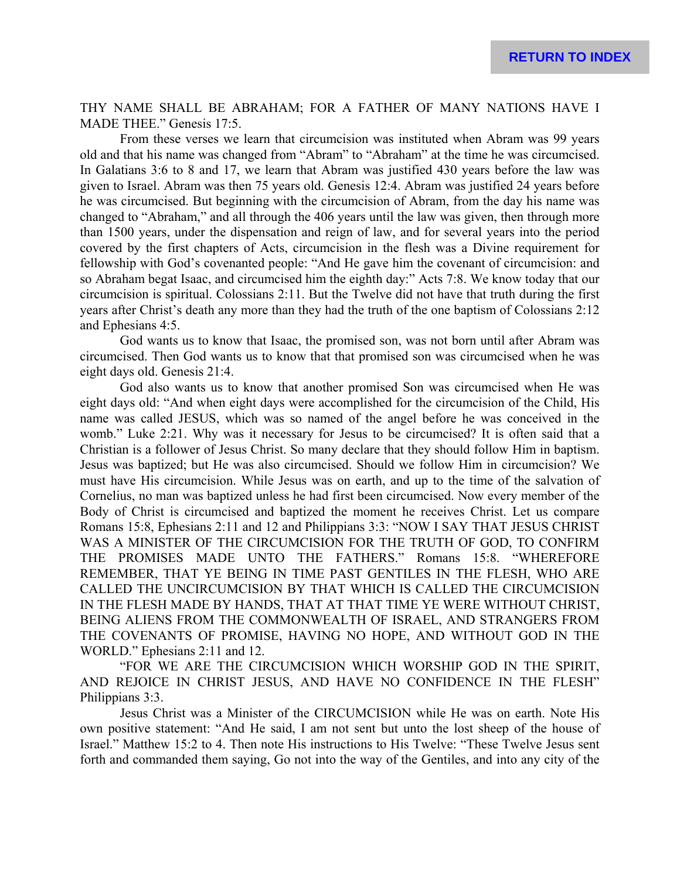THY NAME SHALL BE ABRAHAM; FOR A FATHER OF MANY NATIONS HAVE I MADE THEE." Genesis 17:5.

From these verses we learn that circumcision was instituted when Abram was 99 years old and that his name was changed from "Abram" to "Abraham" at the time he was circumcised. In Galatians 3:6 to 8 and 17, we learn that Abram was justified 430 years before the law was given to Israel. Abram was then 75 years old. Genesis 12:4. Abram was justified 24 years before he was circumcised. But beginning with the circumcision of Abram, from the day his name was changed to "Abraham," and all through the 406 years until the law was given, then through more than 1500 years, under the dispensation and reign of law, and for several years into the period covered by the first chapters of Acts, circumcision in the flesh was a Divine requirement for fellowship with God's covenanted people: "And He gave him the covenant of circumcision: and so Abraham begat Isaac, and circumcised him the eighth day:" Acts 7:8. We know today that our circumcision is spiritual. Colossians 2:11. But the Twelve did not have that truth during the first years after Christ's death any more than they had the truth of the one baptism of Colossians 2:12 and Ephesians 4:5.

God wants us to know that Isaac, the promised son, was not born until after Abram was circumcised. Then God wants us to know that that promised son was circumcised when he was eight days old. Genesis 21:4.

God also wants us to know that another promised Son was circumcised when He was eight days old: "And when eight days were accomplished for the circumcision of the Child, His name was called JESUS, which was so named of the angel before he was conceived in the womb." Luke 2:21. Why was it necessary for Jesus to be circumcised? It is often said that a Christian is a follower of Jesus Christ. So many declare that they should follow Him in baptism. Jesus was baptized; but He was also circumcised. Should we follow Him in circumcision? We must have His circumcision. While Jesus was on earth, and up to the time of the salvation of Cornelius, no man was baptized unless he had first been circumcised. Now every member of the Body of Christ is circumcised and baptized the moment he receives Christ. Let us compare Romans 15:8, Ephesians 2:11 and 12 and Philippians 3:3: "NOW I SAY THAT JESUS CHRIST WAS A MINISTER OF THE CIRCUMCISION FOR THE TRUTH OF GOD, TO CONFIRM THE PROMISES MADE UNTO THE FATHERS." Romans 15:8. "WHEREFORE REMEMBER, THAT YE BEING IN TIME PAST GENTILES IN THE FLESH, WHO ARE CALLED THE UNCIRCUMCISION BY THAT WHICH IS CALLED THE CIRCUMCISION IN THE FLESH MADE BY HANDS, THAT AT THAT TIME YE WERE WITHOUT CHRIST, BEING ALIENS FROM THE COMMONWEALTH OF ISRAEL, AND STRANGERS FROM THE COVENANTS OF PROMISE, HAVING NO HOPE, AND WITHOUT GOD IN THE WORLD." Ephesians 2:11 and 12.

"FOR WE ARE THE CIRCUMCISION WHICH WORSHIP GOD IN THE SPIRIT, AND REJOICE IN CHRIST JESUS, AND HAVE NO CONFIDENCE IN THE FLESH" Philippians 3:3.

Jesus Christ was a Minister of the CIRCUMCISION while He was on earth. Note His own positive statement: "And He said, I am not sent but unto the lost sheep of the house of Israel." Matthew 15:2 to 4. Then note His instructions to His Twelve: "These Twelve Jesus sent forth and commanded them saying, Go not into the way of the Gentiles, and into any city of the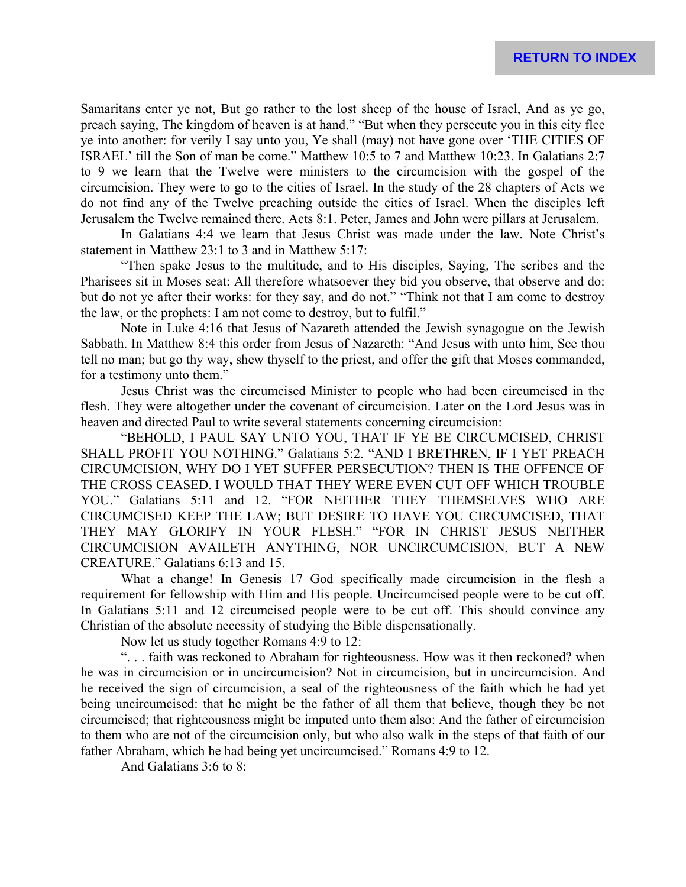Samaritans enter ye not, But go rather to the lost sheep of the house of Israel, And as ye go, preach saying, The kingdom of heaven is at hand." "But when they persecute you in this city flee ye into another: for verily I say unto you, Ye shall (may) not have gone over 'THE CITIES OF ISRAEL' till the Son of man be come." Matthew 10:5 to 7 and Matthew 10:23. In Galatians 2:7 to 9 we learn that the Twelve were ministers to the circumcision with the gospel of the circumcision. They were to go to the cities of Israel. In the study of the 28 chapters of Acts we do not find any of the Twelve preaching outside the cities of Israel. When the disciples left Jerusalem the Twelve remained there. Acts 8:1. Peter, James and John were pillars at Jerusalem.

In Galatians 4:4 we learn that Jesus Christ was made under the law. Note Christ's statement in Matthew 23:1 to 3 and in Matthew 5:17:

"Then spake Jesus to the multitude, and to His disciples, Saying, The scribes and the Pharisees sit in Moses seat: All therefore whatsoever they bid you observe, that observe and do: but do not ye after their works: for they say, and do not." "Think not that I am come to destroy the law, or the prophets: I am not come to destroy, but to fulfil."

Note in Luke 4:16 that Jesus of Nazareth attended the Jewish synagogue on the Jewish Sabbath. In Matthew 8:4 this order from Jesus of Nazareth: "And Jesus with unto him, See thou tell no man; but go thy way, shew thyself to the priest, and offer the gift that Moses commanded, for a testimony unto them."

Jesus Christ was the circumcised Minister to people who had been circumcised in the flesh. They were altogether under the covenant of circumcision. Later on the Lord Jesus was in heaven and directed Paul to write several statements concerning circumcision:

"BEHOLD, I PAUL SAY UNTO YOU, THAT IF YE BE CIRCUMCISED, CHRIST SHALL PROFIT YOU NOTHING." Galatians 5:2. "AND I BRETHREN, IF I YET PREACH CIRCUMCISION, WHY DO I YET SUFFER PERSECUTION? THEN IS THE OFFENCE OF THE CROSS CEASED. I WOULD THAT THEY WERE EVEN CUT OFF WHICH TROUBLE YOU." Galatians 5:11 and 12. "FOR NEITHER THEY THEMSELVES WHO ARE CIRCUMCISED KEEP THE LAW; BUT DESIRE TO HAVE YOU CIRCUMCISED, THAT THEY MAY GLORIFY IN YOUR FLESH." "FOR IN CHRIST JESUS NEITHER CIRCUMCISION AVAILETH ANYTHING, NOR UNCIRCUMCISION, BUT A NEW CREATURE." Galatians 6:13 and 15.

What a change! In Genesis 17 God specifically made circumcision in the flesh a requirement for fellowship with Him and His people. Uncircumcised people were to be cut off. In Galatians 5:11 and 12 circumcised people were to be cut off. This should convince any Christian of the absolute necessity of studying the Bible dispensationally.

Now let us study together Romans 4:9 to 12:

". . . faith was reckoned to Abraham for righteousness. How was it then reckoned? when he was in circumcision or in uncircumcision? Not in circumcision, but in uncircumcision. And he received the sign of circumcision, a seal of the righteousness of the faith which he had yet being uncircumcised: that he might be the father of all them that believe, though they be not circumcised; that righteousness might be imputed unto them also: And the father of circumcision to them who are not of the circumcision only, but who also walk in the steps of that faith of our father Abraham, which he had being yet uncircumcised." Romans 4:9 to 12.

And Galatians 3:6 to 8: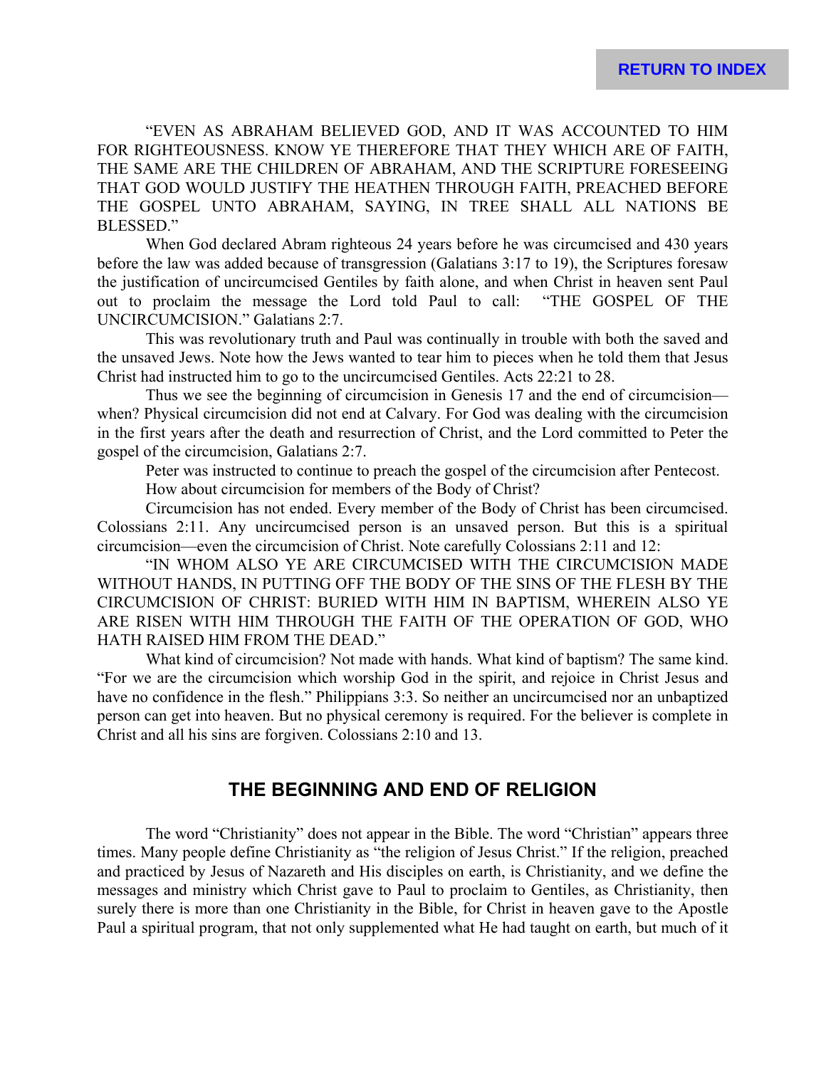“EVEN AS ABRAHAM BELIEVED GOD, AND IT WAS ACCOUNTED TO HIM FOR RIGHTEOUSNESS. KNOW YE THEREFORE THAT THEY WHICH ARE OF FAITH, THE SAME ARE THE CHILDREN OF ABRAHAM, AND THE SCRIPTURE FORESEEING THAT GOD WOULD JUSTIFY THE HEATHEN THROUGH FAITH, PREACHED BEFORE THE GOSPEL UNTO ABRAHAM, SAYING, IN TREE SHALL ALL NATIONS BE BLESSED.”

When God declared Abram righteous 24 years before he was circumcised and 430 years before the law was added because of transgression (Galatians 3:17 to 19), the Scriptures foresaw the justification of uncircumcised Gentiles by faith alone, and when Christ in heaven sent Paul out to proclaim the message the Lord told Paul to call: “THE GOSPEL OF THE UNCIRCUMCISION.” Galatians 2:7.

This was revolutionary truth and Paul was continually in trouble with both the saved and the unsaved Jews. Note how the Jews wanted to tear him to pieces when he told them that Jesus Christ had instructed him to go to the uncircumcised Gentiles. Acts 22:21 to 28.

Thus we see the beginning of circumcision in Genesis 17 and the end of circumcision—when? Physical circumcision did not end at Calvary. For God was dealing with the circumcision in the first years after the death and resurrection of Christ, and the Lord committed to Peter the gospel of the circumcision, Galatians 2:7.

Peter was instructed to continue to preach the gospel of the circumcision after Pentecost.

How about circumcision for members of the Body of Christ?

Circumcision has not ended. Every member of the Body of Christ has been circumcised. Colossians 2:11. Any uncircumcised person is an unsaved person. But this is a spiritual circumcision—even the circumcision of Christ. Note carefully Colossians 2:11 and 12:

“IN WHOM ALSO YE ARE CIRCUMCISED WITH THE CIRCUMCISION MADE WITHOUT HANDS, IN PUTTING OFF THE BODY OF THE SINS OF THE FLESH BY THE CIRCUMCISION OF CHRIST: BURIED WITH HIM IN BAPTISM, WHEREIN ALSO YE ARE RISEN WITH HIM THROUGH THE FAITH OF THE OPERATION OF GOD, WHO HATH RAISED HIM FROM THE DEAD.”

What kind of circumcision? Not made with hands. What kind of baptism? The same kind. “For we are the circumcision which worship God in the spirit, and rejoice in Christ Jesus and have no confidence in the flesh.” Philippians 3:3. So neither an uncircumcised nor an unbaptized person can get into heaven. But no physical ceremony is required. For the believer is complete in Christ and all his sins are forgiven. Colossians 2:10 and 13.

## THE BEGINNING AND END OF RELIGION

The word “Christianity” does not appear in the Bible. The word “Christian” appears three times. Many people define Christianity as “the religion of Jesus Christ.” If the religion, preached and practiced by Jesus of Nazareth and His disciples on earth, is Christianity, and we define the messages and ministry which Christ gave to Paul to proclaim to Gentiles, as Christianity, then surely there is more than one Christianity in the Bible, for Christ in heaven gave to the Apostle Paul a spiritual program, that not only supplemented what He had taught on earth, but much of it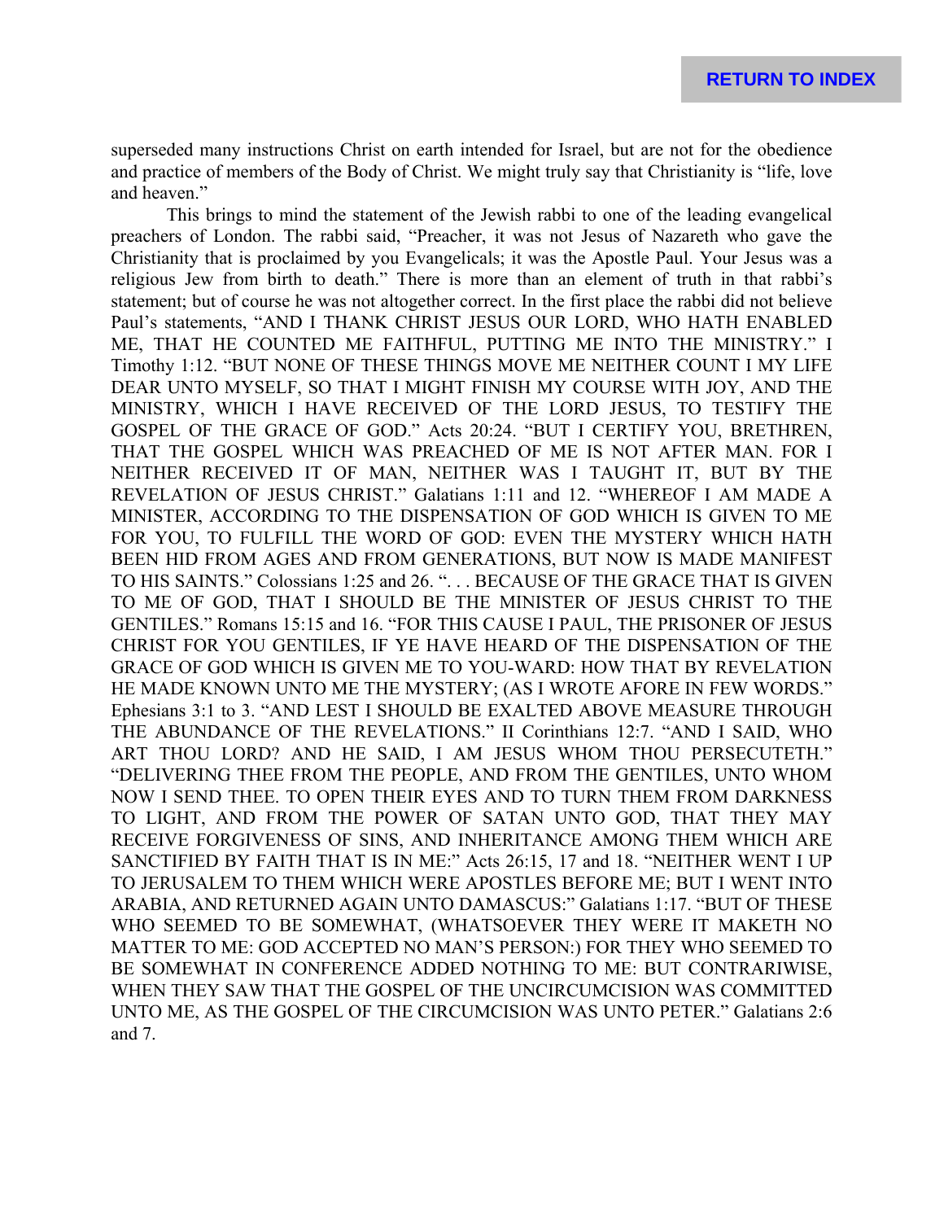superseded many instructions Christ on earth intended for Israel, but are not for the obedience and practice of members of the Body of Christ. We might truly say that Christianity is "life, love and heaven."

This brings to mind the statement of the Jewish rabbi to one of the leading evangelical preachers of London. The rabbi said, "Preacher, it was not Jesus of Nazareth who gave the Christianity that is proclaimed by you Evangelicals; it was the Apostle Paul. Your Jesus was a religious Jew from birth to death." There is more than an element of truth in that rabbi's statement; but of course he was not altogether correct. In the first place the rabbi did not believe Paul's statements, "AND I THANK CHRIST JESUS OUR LORD, WHO HATH ENABLED ME, THAT HE COUNTED ME FAITHFUL, PUTTING ME INTO THE MINISTRY." I Timothy 1:12. "BUT NONE OF THESE THINGS MOVE ME NEITHER COUNT I MY LIFE DEAR UNTO MYSELF, SO THAT I MIGHT FINISH MY COURSE WITH JOY, AND THE MINISTRY, WHICH I HAVE RECEIVED OF THE LORD JESUS, TO TESTIFY THE GOSPEL OF THE GRACE OF GOD." Acts 20:24. "BUT I CERTIFY YOU, BRETHREN, THAT THE GOSPEL WHICH WAS PREACHED OF ME IS NOT AFTER MAN. FOR I NEITHER RECEIVED IT OF MAN, NEITHER WAS I TAUGHT IT, BUT BY THE REVELATION OF JESUS CHRIST." Galatians 1:11 and 12. "WHEREOF I AM MADE A MINISTER, ACCORDING TO THE DISPENSATION OF GOD WHICH IS GIVEN TO ME FOR YOU, TO FULFILL THE WORD OF GOD: EVEN THE MYSTERY WHICH HATH BEEN HID FROM AGES AND FROM GENERATIONS, BUT NOW IS MADE MANIFEST TO HIS SAINTS." Colossians 1:25 and 26. ". . . BECAUSE OF THE GRACE THAT IS GIVEN TO ME OF GOD, THAT I SHOULD BE THE MINISTER OF JESUS CHRIST TO THE GENTILES." Romans 15:15 and 16. "FOR THIS CAUSE I PAUL, THE PRISONER OF JESUS CHRIST FOR YOU GENTILES, IF YE HAVE HEARD OF THE DISPENSATION OF THE GRACE OF GOD WHICH IS GIVEN ME TO YOU-WARD: HOW THAT BY REVELATION HE MADE KNOWN UNTO ME THE MYSTERY; (AS I WROTE AFORE IN FEW WORDS." Ephesians 3:1 to 3. "AND LEST I SHOULD BE EXALTED ABOVE MEASURE THROUGH THE ABUNDANCE OF THE REVELATIONS." II Corinthians 12:7. "AND I SAID, WHO ART THOU LORD? AND HE SAID, I AM JESUS WHOM THOU PERSECUTETH." "DELIVERING THEE FROM THE PEOPLE, AND FROM THE GENTILES, UNTO WHOM NOW I SEND THEE. TO OPEN THEIR EYES AND TO TURN THEM FROM DARKNESS TO LIGHT, AND FROM THE POWER OF SATAN UNTO GOD, THAT THEY MAY RECEIVE FORGIVENESS OF SINS, AND INHERITANCE AMONG THEM WHICH ARE SANCTIFIED BY FAITH THAT IS IN ME:" Acts 26:15, 17 and 18. "NEITHER WENT I UP TO JERUSALEM TO THEM WHICH WERE APOSTLES BEFORE ME; BUT I WENT INTO ARABIA, AND RETURNED AGAIN UNTO DAMASCUS:" Galatians 1:17. "BUT OF THESE WHO SEEMED TO BE SOMEWHAT, (WHATSOEVER THEY WERE IT MAKETH NO MATTER TO ME: GOD ACCEPTED NO MAN'S PERSON:) FOR THEY WHO SEEMED TO BE SOMEWHAT IN CONFERENCE ADDED NOTHING TO ME: BUT CONTRARIWISE, WHEN THEY SAW THAT THE GOSPEL OF THE UNCIRCUMCISION WAS COMMITTED UNTO ME, AS THE GOSPEL OF THE CIRCUMCISION WAS UNTO PETER." Galatians 2:6 and 7.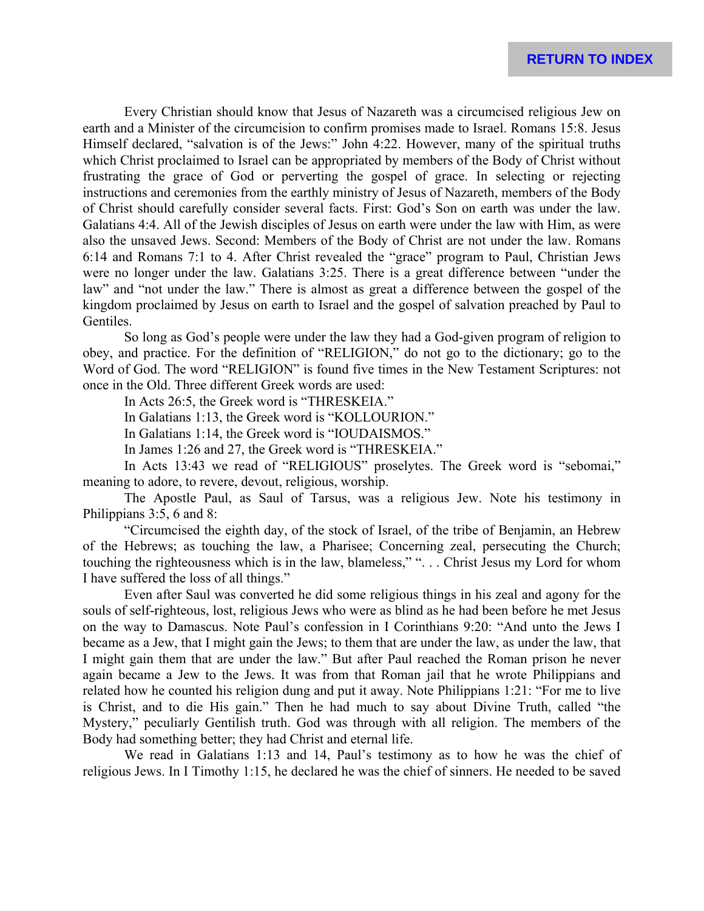Every Christian should know that Jesus of Nazareth was a circumcised religious Jew on earth and a Minister of the circumcision to confirm promises made to Israel. Romans 15:8. Jesus Himself declared, "salvation is of the Jews:" John 4:22. However, many of the spiritual truths which Christ proclaimed to Israel can be appropriated by members of the Body of Christ without frustrating the grace of God or perverting the gospel of grace. In selecting or rejecting instructions and ceremonies from the earthly ministry of Jesus of Nazareth, members of the Body of Christ should carefully consider several facts. First: God's Son on earth was under the law. Galatians 4:4. All of the Jewish disciples of Jesus on earth were under the law with Him, as were also the unsaved Jews. Second: Members of the Body of Christ are not under the law. Romans 6:14 and Romans 7:1 to 4. After Christ revealed the "grace" program to Paul, Christian Jews were no longer under the law. Galatians 3:25. There is a great difference between "under the law" and "not under the law." There is almost as great a difference between the gospel of the kingdom proclaimed by Jesus on earth to Israel and the gospel of salvation preached by Paul to Gentiles.

So long as God's people were under the law they had a God-given program of religion to obey, and practice. For the definition of "RELIGION," do not go to the dictionary; go to the Word of God. The word "RELIGION" is found five times in the New Testament Scriptures: not once in the Old. Three different Greek words are used:

In Acts 26:5, the Greek word is "THRESKEIA."

In Galatians 1:13, the Greek word is "KOLLOURION."

In Galatians 1:14, the Greek word is "IOUDAISMOS."

In James 1:26 and 27, the Greek word is "THRESKEIA."

In Acts 13:43 we read of "RELIGIOUS" proselytes. The Greek word is "sebomai," meaning to adore, to revere, devout, religious, worship.

The Apostle Paul, as Saul of Tarsus, was a religious Jew. Note his testimony in Philippians 3:5, 6 and 8:

"Circumcised the eighth day, of the stock of Israel, of the tribe of Benjamin, an Hebrew of the Hebrews; as touching the law, a Pharisee; Concerning zeal, persecuting the Church; touching the righteousness which is in the law, blameless," ". . . Christ Jesus my Lord for whom I have suffered the loss of all things."

Even after Saul was converted he did some religious things in his zeal and agony for the souls of self-righteous, lost, religious Jews who were as blind as he had been before he met Jesus on the way to Damascus. Note Paul's confession in I Corinthians 9:20: "And unto the Jews I became as a Jew, that I might gain the Jews; to them that are under the law, as under the law, that I might gain them that are under the law." But after Paul reached the Roman prison he never again became a Jew to the Jews. It was from that Roman jail that he wrote Philippians and related how he counted his religion dung and put it away. Note Philippians 1:21: "For me to live is Christ, and to die His gain." Then he had much to say about Divine Truth, called "the Mystery," peculiarly Gentilish truth. God was through with all religion. The members of the Body had something better; they had Christ and eternal life.

We read in Galatians 1:13 and 14, Paul's testimony as to how he was the chief of religious Jews. In I Timothy 1:15, he declared he was the chief of sinners. He needed to be saved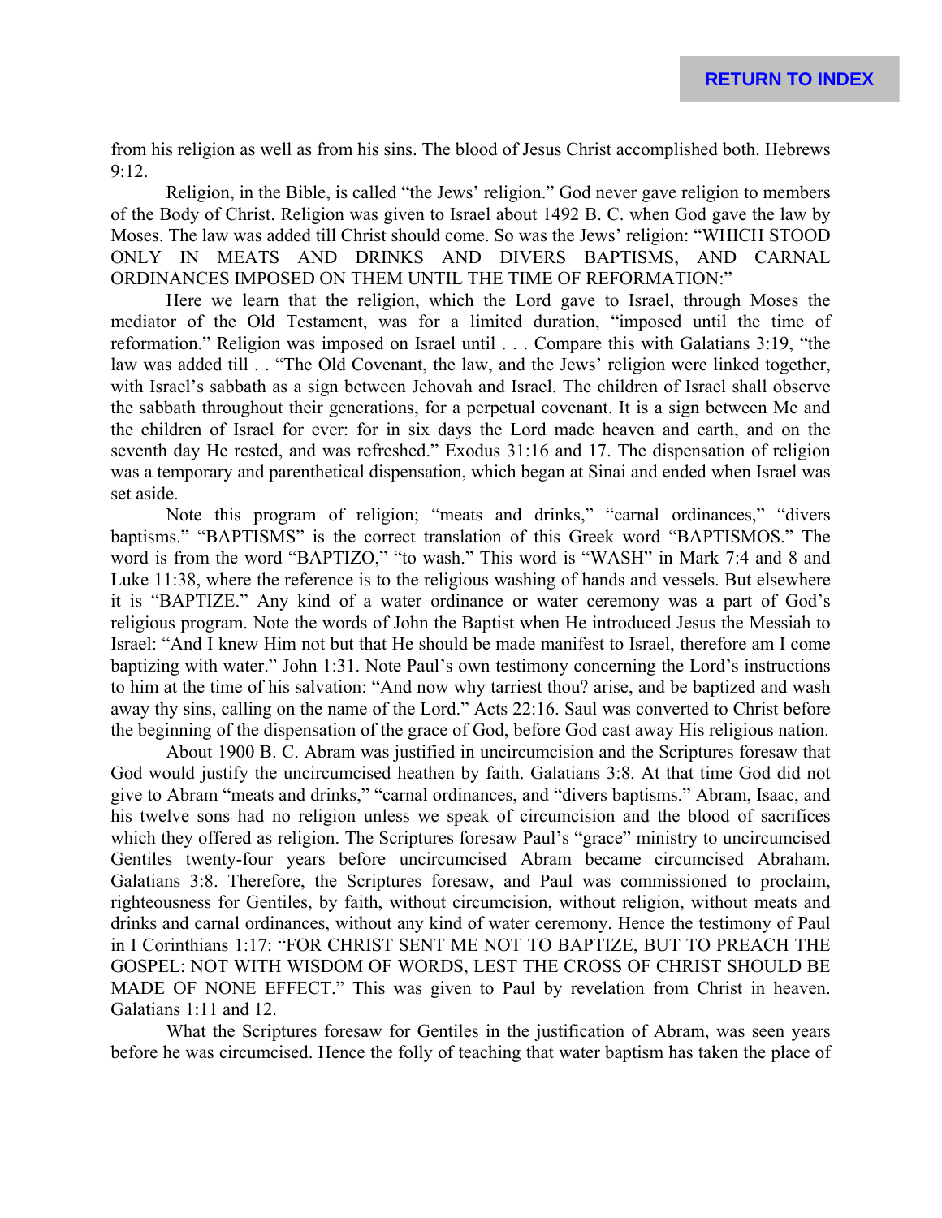from his religion as well as from his sins. The blood of Jesus Christ accomplished both. Hebrews 9:12.

Religion, in the Bible, is called "the Jews' religion." God never gave religion to members of the Body of Christ. Religion was given to Israel about 1492 B. C. when God gave the law by Moses. The law was added till Christ should come. So was the Jews' religion: "WHICH STOOD ONLY IN MEATS AND DRINKS AND DIVERS BAPTISMS, AND CARNAL ORDINANCES IMPOSED ON THEM UNTIL THE TIME OF REFORMATION:"

Here we learn that the religion, which the Lord gave to Israel, through Moses the mediator of the Old Testament, was for a limited duration, "imposed until the time of reformation." Religion was imposed on Israel until . . . Compare this with Galatians 3:19, "the law was added till . . "The Old Covenant, the law, and the Jews' religion were linked together, with Israel's sabbath as a sign between Jehovah and Israel. The children of Israel shall observe the sabbath throughout their generations, for a perpetual covenant. It is a sign between Me and the children of Israel for ever: for in six days the Lord made heaven and earth, and on the seventh day He rested, and was refreshed." Exodus 31:16 and 17. The dispensation of religion was a temporary and parenthetical dispensation, which began at Sinai and ended when Israel was set aside.

Note this program of religion; "meats and drinks," "carnal ordinances," "divers baptisms." "BAPTISMS" is the correct translation of this Greek word "BAPTISMOS." The word is from the word "BAPTIZO," "to wash." This word is "WASH" in Mark 7:4 and 8 and Luke 11:38, where the reference is to the religious washing of hands and vessels. But elsewhere it is "BAPTIZE." Any kind of a water ordinance or water ceremony was a part of God's religious program. Note the words of John the Baptist when He introduced Jesus the Messiah to Israel: "And I knew Him not but that He should be made manifest to Israel, therefore am I come baptizing with water." John 1:31. Note Paul's own testimony concerning the Lord's instructions to him at the time of his salvation: "And now why tarriest thou? arise, and be baptized and wash away thy sins, calling on the name of the Lord." Acts 22:16. Saul was converted to Christ before the beginning of the dispensation of the grace of God, before God cast away His religious nation.

About 1900 B. C. Abram was justified in uncircumcision and the Scriptures foresaw that God would justify the uncircumcised heathen by faith. Galatians 3:8. At that time God did not give to Abram "meats and drinks," "carnal ordinances, and "divers baptisms." Abram, Isaac, and his twelve sons had no religion unless we speak of circumcision and the blood of sacrifices which they offered as religion. The Scriptures foresaw Paul's "grace" ministry to uncircumcised Gentiles twenty-four years before uncircumcised Abram became circumcised Abraham. Galatians 3:8. Therefore, the Scriptures foresaw, and Paul was commissioned to proclaim, righteousness for Gentiles, by faith, without circumcision, without religion, without meats and drinks and carnal ordinances, without any kind of water ceremony. Hence the testimony of Paul in I Corinthians 1:17: "FOR CHRIST SENT ME NOT TO BAPTIZE, BUT TO PREACH THE GOSPEL: NOT WITH WISDOM OF WORDS, LEST THE CROSS OF CHRIST SHOULD BE MADE OF NONE EFFECT." This was given to Paul by revelation from Christ in heaven. Galatians 1:11 and 12.

What the Scriptures foresaw for Gentiles in the justification of Abram, was seen years before he was circumcised. Hence the folly of teaching that water baptism has taken the place of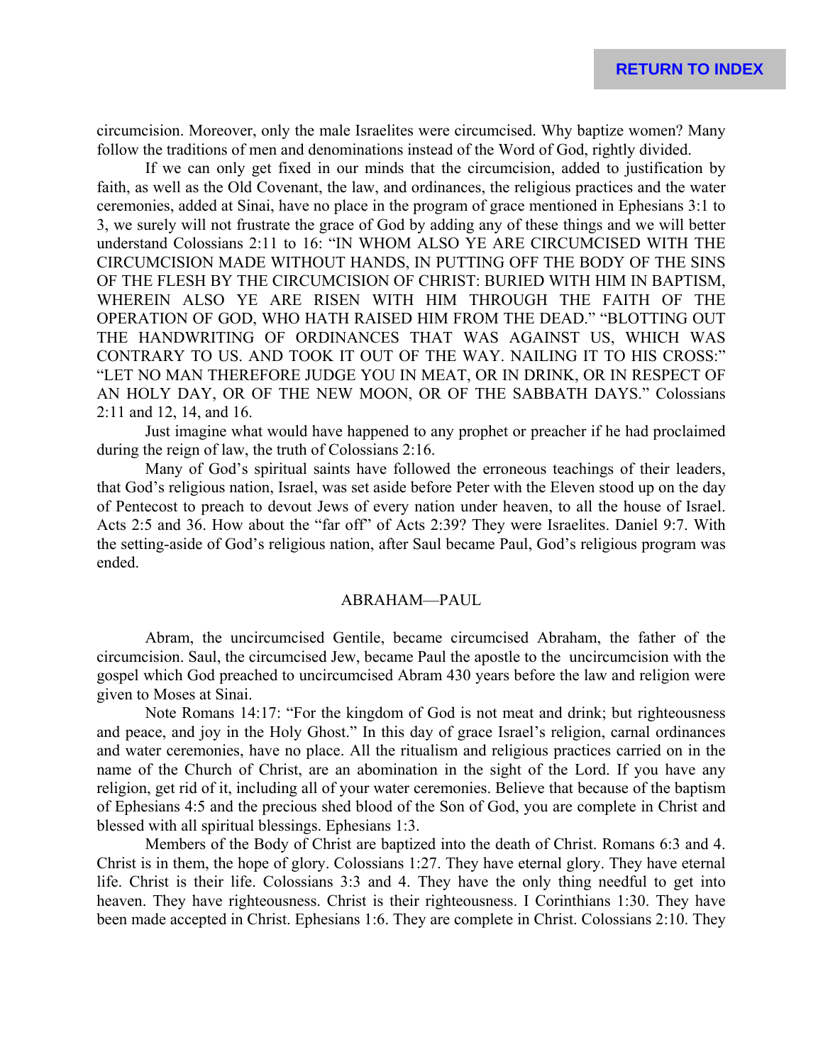circumcision. Moreover, only the male Israelites were circumcised. Why baptize women? Many follow the traditions of men and denominations instead of the Word of God, rightly divided.

If we can only get fixed in our minds that the circumcision, added to justification by faith, as well as the Old Covenant, the law, and ordinances, the religious practices and the water ceremonies, added at Sinai, have no place in the program of grace mentioned in Ephesians 3:1 to 3, we surely will not frustrate the grace of God by adding any of these things and we will better understand Colossians 2:11 to 16: "IN WHOM ALSO YE ARE CIRCUMCISED WITH THE CIRCUMCISION MADE WITHOUT HANDS, IN PUTTING OFF THE BODY OF THE SINS OF THE FLESH BY THE CIRCUMCISION OF CHRIST: BURIED WITH HIM IN BAPTISM, WHEREIN ALSO YE ARE RISEN WITH HIM THROUGH THE FAITH OF THE OPERATION OF GOD, WHO HATH RAISED HIM FROM THE DEAD." "BLOTTING OUT THE HANDWRITING OF ORDINANCES THAT WAS AGAINST US, WHICH WAS CONTRARY TO US. AND TOOK IT OUT OF THE WAY. NAILING IT TO HIS CROSS:" "LET NO MAN THEREFORE JUDGE YOU IN MEAT, OR IN DRINK, OR IN RESPECT OF AN HOLY DAY, OR OF THE NEW MOON, OR OF THE SABBATH DAYS." Colossians 2:11 and 12, 14, and 16.

Just imagine what would have happened to any prophet or preacher if he had proclaimed during the reign of law, the truth of Colossians 2:16.

Many of God's spiritual saints have followed the erroneous teachings of their leaders, that God's religious nation, Israel, was set aside before Peter with the Eleven stood up on the day of Pentecost to preach to devout Jews of every nation under heaven, to all the house of Israel. Acts 2:5 and 36. How about the "far off" of Acts 2:39? They were Israelites. Daniel 9:7. With the setting-aside of God's religious nation, after Saul became Paul, God's religious program was ended.

## ABRAHAM—PAUL

Abram, the uncircumcised Gentile, became circumcised Abraham, the father of the circumcision. Saul, the circumcised Jew, became Paul the apostle to the uncircumcision with the gospel which God preached to uncircumcised Abram 430 years before the law and religion were given to Moses at Sinai.

Note Romans 14:17: "For the kingdom of God is not meat and drink; but righteousness and peace, and joy in the Holy Ghost." In this day of grace Israel's religion, carnal ordinances and water ceremonies, have no place. All the ritualism and religious practices carried on in the name of the Church of Christ, are an abomination in the sight of the Lord. If you have any religion, get rid of it, including all of your water ceremonies. Believe that because of the baptism of Ephesians 4:5 and the precious shed blood of the Son of God, you are complete in Christ and blessed with all spiritual blessings. Ephesians 1:3.

Members of the Body of Christ are baptized into the death of Christ. Romans 6:3 and 4. Christ is in them, the hope of glory. Colossians 1:27. They have eternal glory. They have eternal life. Christ is their life. Colossians 3:3 and 4. They have the only thing needful to get into heaven. They have righteousness. Christ is their righteousness. I Corinthians 1:30. They have been made accepted in Christ. Ephesians 1:6. They are complete in Christ. Colossians 2:10. They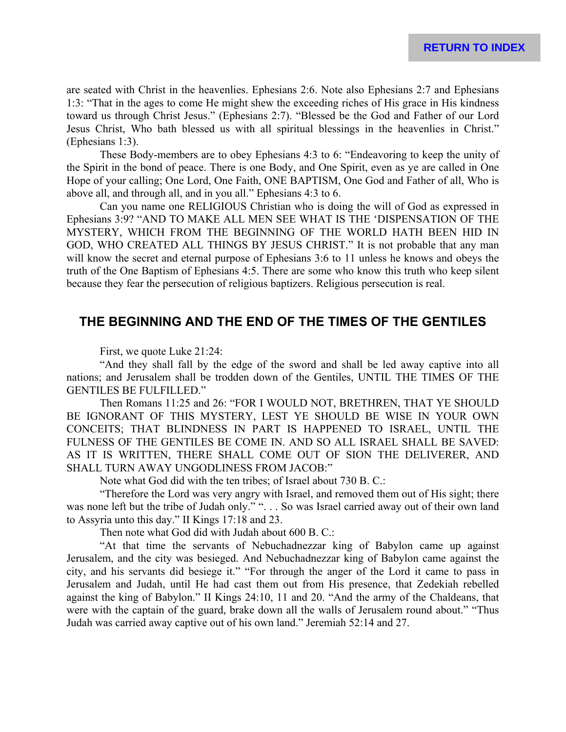are seated with Christ in the heavenlies. Ephesians 2:6. Note also Ephesians 2:7 and Ephesians 1:3: "That in the ages to come He might shew the exceeding riches of His grace in His kindness toward us through Christ Jesus." (Ephesians 2:7). "Blessed be the God and Father of our Lord Jesus Christ, Who bath blessed us with all spiritual blessings in the heavenlies in Christ." (Ephesians 1:3).

These Body-members are to obey Ephesians 4:3 to 6: "Endeavoring to keep the unity of the Spirit in the bond of peace. There is one Body, and One Spirit, even as ye are called in One Hope of your calling; One Lord, One Faith, ONE BAPTISM, One God and Father of all, Who is above all, and through all, and in you all." Ephesians 4:3 to 6.

Can you name one RELIGIOUS Christian who is doing the will of God as expressed in Ephesians 3:9? "AND TO MAKE ALL MEN SEE WHAT IS THE 'DISPENSATION OF THE MYSTERY, WHICH FROM THE BEGINNING OF THE WORLD HATH BEEN HID IN GOD, WHO CREATED ALL THINGS BY JESUS CHRIST." It is not probable that any man will know the secret and eternal purpose of Ephesians 3:6 to 11 unless he knows and obeys the truth of the One Baptism of Ephesians 4:5. There are some who know this truth who keep silent because they fear the persecution of religious baptizers. Religious persecution is real.

## THE BEGINNING AND THE END OF THE TIMES OF THE GENTILES

First, we quote Luke 21:24:

"And they shall fall by the edge of the sword and shall be led away captive into all nations; and Jerusalem shall be trodden down of the Gentiles, UNTIL THE TIMES OF THE GENTILES BE FULFILLED."

Then Romans 11:25 and 26: "FOR I WOULD NOT, BRETHREN, THAT YE SHOULD BE IGNORANT OF THIS MYSTERY, LEST YE SHOULD BE WISE IN YOUR OWN CONCEITS; THAT BLINDNESS IN PART IS HAPPENED TO ISRAEL, UNTIL THE FULNESS OF THE GENTILES BE COME IN. AND SO ALL ISRAEL SHALL BE SAVED: AS IT IS WRITTEN, THERE SHALL COME OUT OF SION THE DELIVERER, AND SHALL TURN AWAY UNGODLINESS FROM JACOB:"

Note what God did with the ten tribes; of Israel about 730 B. C.:

"Therefore the Lord was very angry with Israel, and removed them out of His sight; there was none left but the tribe of Judah only." ". . . So was Israel carried away out of their own land to Assyria unto this day." II Kings 17:18 and 23.

Then note what God did with Judah about 600 B. C.:

"At that time the servants of Nebuchadnezzar king of Babylon came up against Jerusalem, and the city was besieged. And Nebuchadnezzar king of Babylon came against the city, and his servants did besiege it." "For through the anger of the Lord it came to pass in Jerusalem and Judah, until He had cast them out from His presence, that Zedekiah rebelled against the king of Babylon." II Kings 24:10, 11 and 20. "And the army of the Chaldeans, that were with the captain of the guard, brake down all the walls of Jerusalem round about." "Thus Judah was carried away captive out of his own land." Jeremiah 52:14 and 27.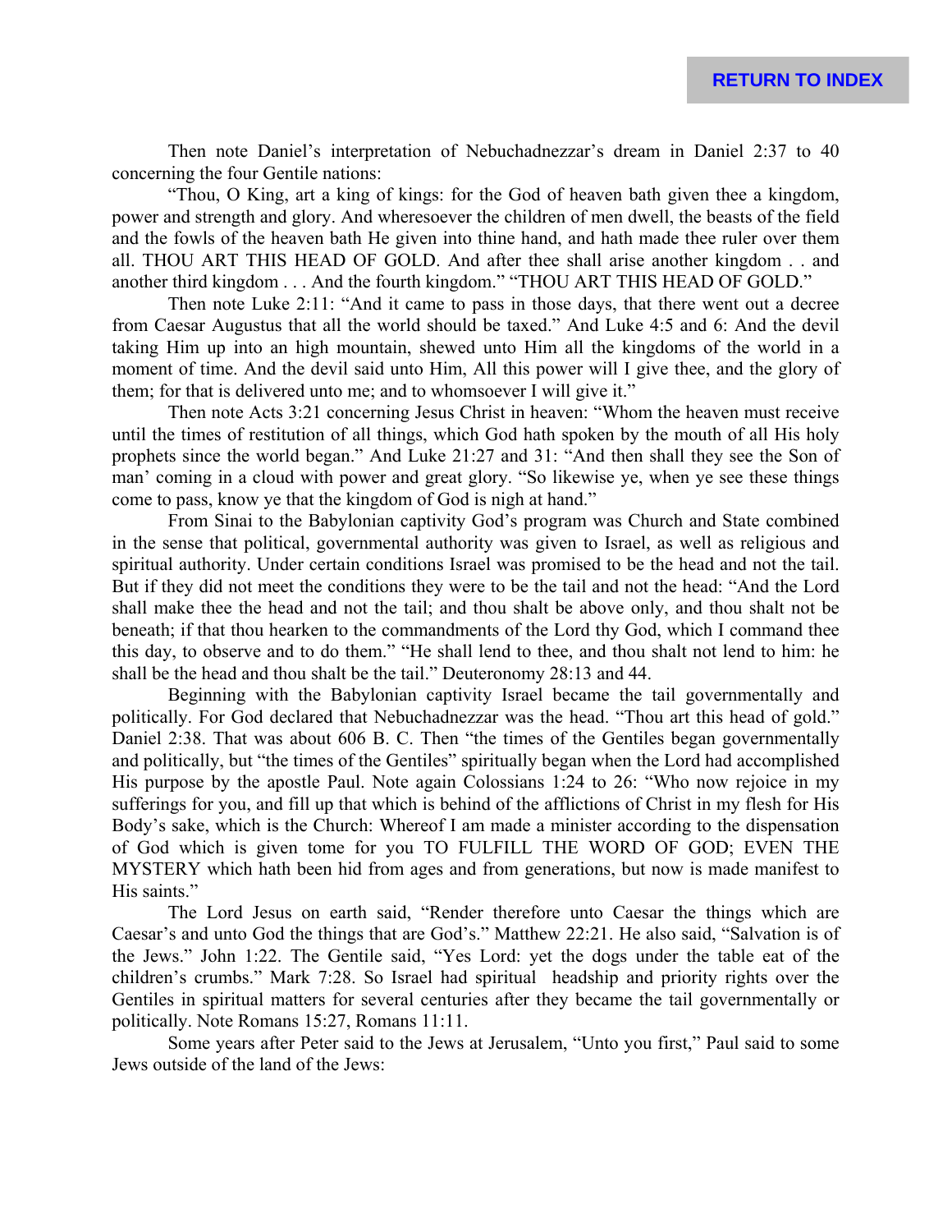Then note Daniel's interpretation of Nebuchadnezzar's dream in Daniel 2:37 to 40 concerning the four Gentile nations:

"Thou, O King, art a king of kings: for the God of heaven bath given thee a kingdom, power and strength and glory. And wheresoever the children of men dwell, the beasts of the field and the fowls of the heaven bath He given into thine hand, and hath made thee ruler over them all. THOU ART THIS HEAD OF GOLD. And after thee shall arise another kingdom . . and another third kingdom . . . And the fourth kingdom." "THOU ART THIS HEAD OF GOLD."

Then note Luke 2:11: "And it came to pass in those days, that there went out a decree from Caesar Augustus that all the world should be taxed." And Luke 4:5 and 6: And the devil taking Him up into an high mountain, shewed unto Him all the kingdoms of the world in a moment of time. And the devil said unto Him, All this power will I give thee, and the glory of them; for that is delivered unto me; and to whomsoever I will give it."

Then note Acts 3:21 concerning Jesus Christ in heaven: "Whom the heaven must receive until the times of restitution of all things, which God hath spoken by the mouth of all His holy prophets since the world began." And Luke 21:27 and 31: "And then shall they see the Son of man' coming in a cloud with power and great glory. "So likewise ye, when ye see these things come to pass, know ye that the kingdom of God is nigh at hand."

From Sinai to the Babylonian captivity God's program was Church and State combined in the sense that political, governmental authority was given to Israel, as well as religious and spiritual authority. Under certain conditions Israel was promised to be the head and not the tail. But if they did not meet the conditions they were to be the tail and not the head: "And the Lord shall make thee the head and not the tail; and thou shalt be above only, and thou shalt not be beneath; if that thou hearken to the commandments of the Lord thy God, which I command thee this day, to observe and to do them." "He shall lend to thee, and thou shalt not lend to him: he shall be the head and thou shalt be the tail." Deuteronomy 28:13 and 44.

Beginning with the Babylonian captivity Israel became the tail governmentally and politically. For God declared that Nebuchadnezzar was the head. "Thou art this head of gold." Daniel 2:38. That was about 606 B. C. Then "the times of the Gentiles began governmentally and politically, but "the times of the Gentiles" spiritually began when the Lord had accomplished His purpose by the apostle Paul. Note again Colossians 1:24 to 26: "Who now rejoice in my sufferings for you, and fill up that which is behind of the afflictions of Christ in my flesh for His Body's sake, which is the Church: Whereof I am made a minister according to the dispensation of God which is given tome for you TO FULFILL THE WORD OF GOD; EVEN THE MYSTERY which hath been hid from ages and from generations, but now is made manifest to His saints."

The Lord Jesus on earth said, "Render therefore unto Caesar the things which are Caesar's and unto God the things that are God's." Matthew 22:21. He also said, "Salvation is of the Jews." John 1:22. The Gentile said, "Yes Lord: yet the dogs under the table eat of the children's crumbs." Mark 7:28. So Israel had spiritual headship and priority rights over the Gentiles in spiritual matters for several centuries after they became the tail governmentally or politically. Note Romans 15:27, Romans 11:11.

Some years after Peter said to the Jews at Jerusalem, "Unto you first," Paul said to some Jews outside of the land of the Jews: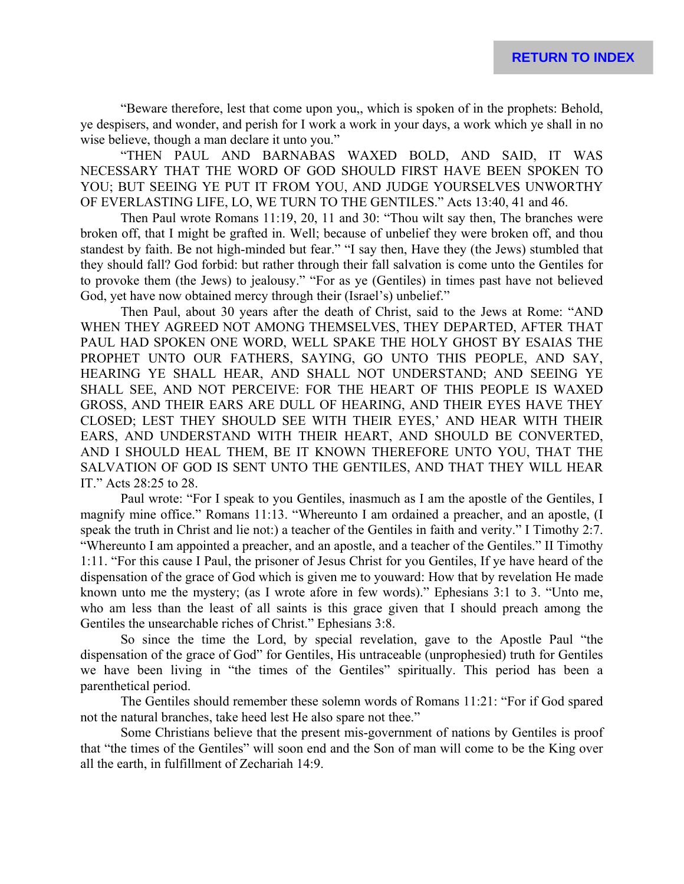"Beware therefore, lest that come upon you,, which is spoken of in the prophets: Behold, ye despisers, and wonder, and perish for I work a work in your days, a work which ye shall in no wise believe, though a man declare it unto you."

"THEN PAUL AND BARNABAS WAXED BOLD, AND SAID, IT WAS NECESSARY THAT THE WORD OF GOD SHOULD FIRST HAVE BEEN SPOKEN TO YOU; BUT SEEING YE PUT IT FROM YOU, AND JUDGE YOURSELVES UNWORTHY OF EVERLASTING LIFE, LO, WE TURN TO THE GENTILES." Acts 13:40, 41 and 46.

Then Paul wrote Romans 11:19, 20, 11 and 30: "Thou wilt say then, The branches were broken off, that I might be grafted in. Well; because of unbelief they were broken off, and thou standest by faith. Be not high-minded but fear." "I say then, Have they (the Jews) stumbled that they should fall? God forbid: but rather through their fall salvation is come unto the Gentiles for to provoke them (the Jews) to jealousy." "For as ye (Gentiles) in times past have not believed God, yet have now obtained mercy through their (Israel's) unbelief."

Then Paul, about 30 years after the death of Christ, said to the Jews at Rome: "AND WHEN THEY AGREED NOT AMONG THEMSELVES, THEY DEPARTED, AFTER THAT PAUL HAD SPOKEN ONE WORD, WELL SPAKE THE HOLY GHOST BY ESAIAS THE PROPHET UNTO OUR FATHERS, SAYING, GO UNTO THIS PEOPLE, AND SAY, HEARING YE SHALL HEAR, AND SHALL NOT UNDERSTAND; AND SEEING YE SHALL SEE, AND NOT PERCEIVE: FOR THE HEART OF THIS PEOPLE IS WAXED GROSS, AND THEIR EARS ARE DULL OF HEARING, AND THEIR EYES HAVE THEY CLOSED; LEST THEY SHOULD SEE WITH THEIR EYES,' AND HEAR WITH THEIR EARS, AND UNDERSTAND WITH THEIR HEART, AND SHOULD BE CONVERTED, AND I SHOULD HEAL THEM, BE IT KNOWN THEREFORE UNTO YOU, THAT THE SALVATION OF GOD IS SENT UNTO THE GENTILES, AND THAT THEY WILL HEAR IT." Acts 28:25 to 28.

Paul wrote: "For I speak to you Gentiles, inasmuch as I am the apostle of the Gentiles, I magnify mine office." Romans 11:13. "Whereunto I am ordained a preacher, and an apostle, (I speak the truth in Christ and lie not:) a teacher of the Gentiles in faith and verity." I Timothy 2:7. "Whereunto I am appointed a preacher, and an apostle, and a teacher of the Gentiles." II Timothy 1:11. "For this cause I Paul, the prisoner of Jesus Christ for you Gentiles, If ye have heard of the dispensation of the grace of God which is given me to youward: How that by revelation He made known unto me the mystery; (as I wrote afore in few words)." Ephesians 3:1 to 3. "Unto me, who am less than the least of all saints is this grace given that I should preach among the Gentiles the unsearchable riches of Christ." Ephesians 3:8.

So since the time the Lord, by special revelation, gave to the Apostle Paul "the dispensation of the grace of God" for Gentiles, His untraceable (unprophesied) truth for Gentiles we have been living in "the times of the Gentiles" spiritually. This period has been a parenthetical period.

The Gentiles should remember these solemn words of Romans 11:21: "For if God spared not the natural branches, take heed lest He also spare not thee."

Some Christians believe that the present mis-government of nations by Gentiles is proof that "the times of the Gentiles" will soon end and the Son of man will come to be the King over all the earth, in fulfillment of Zechariah 14:9.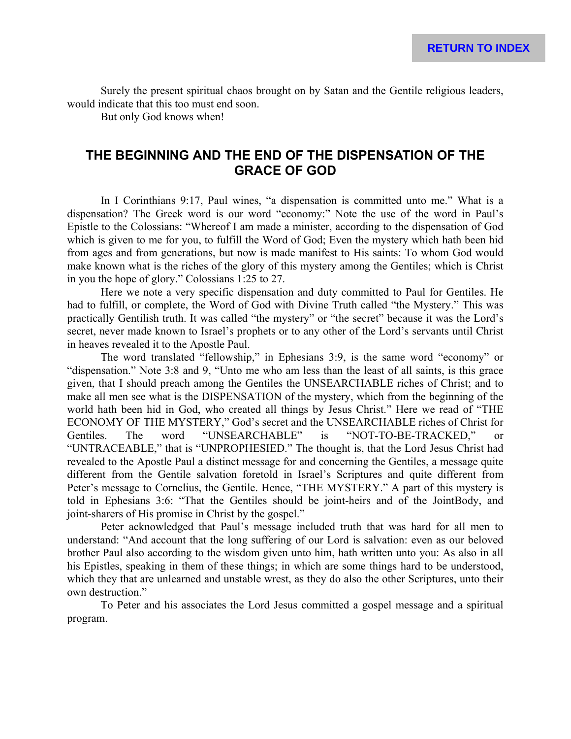Surely the present spiritual chaos brought on by Satan and the Gentile religious leaders, would indicate that this too must end soon.

But only God knows when!

## THE BEGINNING AND THE END OF THE DISPENSATION OF THE GRACE OF GOD

In I Corinthians 9:17, Paul wines, "a dispensation is committed unto me." What is a dispensation? The Greek word is our word "economy:" Note the use of the word in Paul's Epistle to the Colossians: "Whereof I am made a minister, according to the dispensation of God which is given to me for you, to fulfill the Word of God; Even the mystery which hath been hid from ages and from generations, but now is made manifest to His saints: To whom God would make known what is the riches of the glory of this mystery among the Gentiles; which is Christ in you the hope of glory." Colossians 1:25 to 27.

Here we note a very specific dispensation and duty committed to Paul for Gentiles. He had to fulfill, or complete, the Word of God with Divine Truth called "the Mystery." This was practically Gentilish truth. It was called "the mystery" or "the secret" because it was the Lord's secret, never made known to Israel's prophets or to any other of the Lord's servants until Christ in heaves revealed it to the Apostle Paul.

The word translated "fellowship," in Ephesians 3:9, is the same word "economy" or "dispensation." Note 3:8 and 9, "Unto me who am less than the least of all saints, is this grace given, that I should preach among the Gentiles the UNSEARCHABLE riches of Christ; and to make all men see what is the DISPENSATION of the mystery, which from the beginning of the world hath been hid in God, who created all things by Jesus Christ." Here we read of "THE ECONOMY OF THE MYSTERY," God's secret and the UNSEARCHABLE riches of Christ for Gentiles. The word "UNSEARCHABLE" is "NOT-TO-BE-TRACKED," or "UNTRACEABLE," that is "UNPROPHESIED." The thought is, that the Lord Jesus Christ had revealed to the Apostle Paul a distinct message for and concerning the Gentiles, a message quite different from the Gentile salvation foretold in Israel's Scriptures and quite different from Peter's message to Cornelius, the Gentile. Hence, "THE MYSTERY." A part of this mystery is told in Ephesians 3:6: "That the Gentiles should be joint-heirs and of the JointBody, and joint-sharers of His promise in Christ by the gospel."

Peter acknowledged that Paul's message included truth that was hard for all men to understand: "And account that the long suffering of our Lord is salvation: even as our beloved brother Paul also according to the wisdom given unto him, hath written unto you: As also in all his Epistles, speaking in them of these things; in which are some things hard to be understood, which they that are unlearned and unstable wrest, as they do also the other Scriptures, unto their own destruction."

To Peter and his associates the Lord Jesus committed a gospel message and a spiritual program.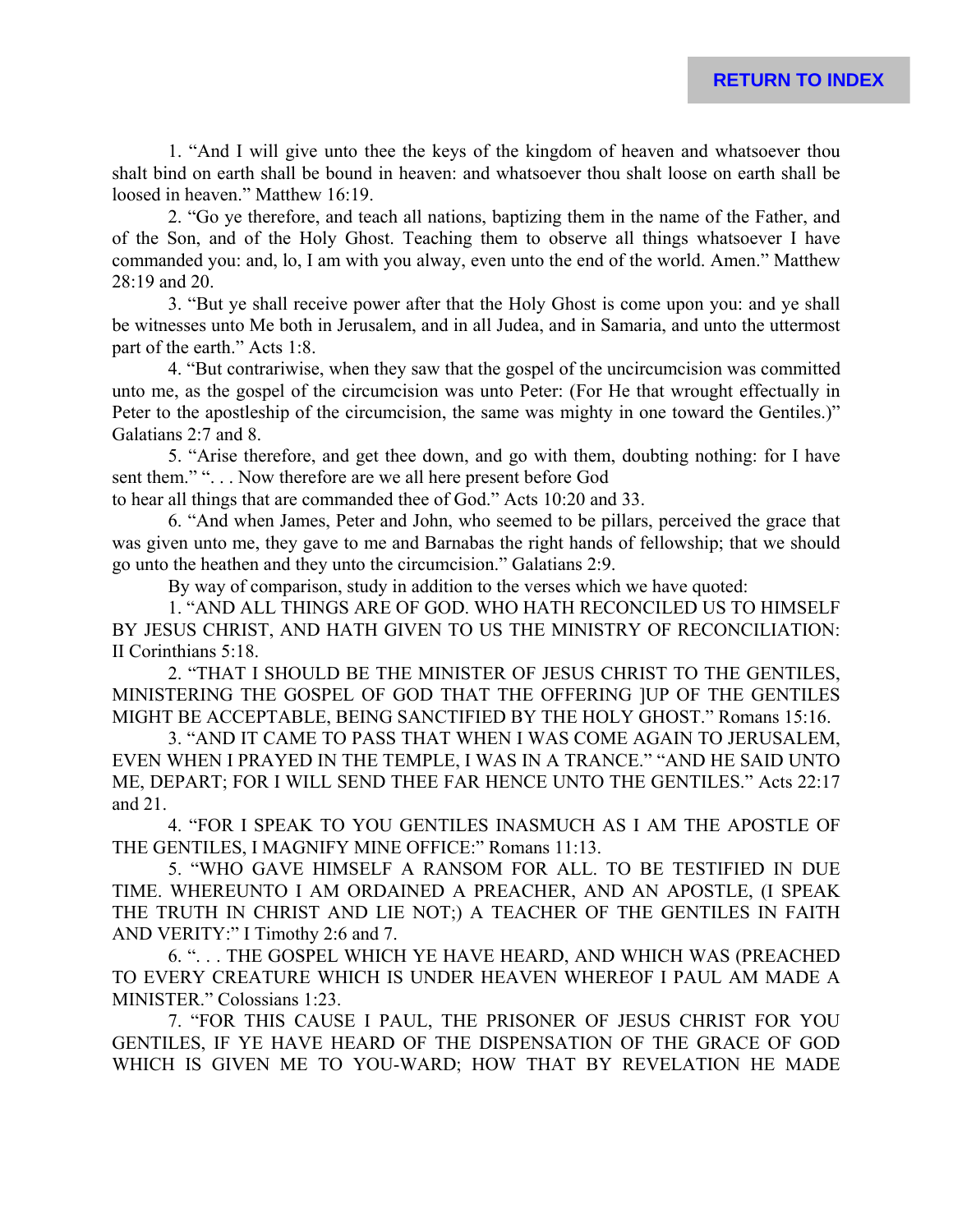1. "And I will give unto thee the keys of the kingdom of heaven and whatsoever thou shalt bind on earth shall be bound in heaven: and whatsoever thou shalt loose on earth shall be loosed in heaven." Matthew 16:19.

2. "Go ye therefore, and teach all nations, baptizing them in the name of the Father, and of the Son, and of the Holy Ghost. Teaching them to observe all things whatsoever I have commanded you: and, lo, I am with you alway, even unto the end of the world. Amen." Matthew 28:19 and 20.

3. "But ye shall receive power after that the Holy Ghost is come upon you: and ye shall be witnesses unto Me both in Jerusalem, and in all Judea, and in Samaria, and unto the uttermost part of the earth." Acts 1:8.

4. "But contrariwise, when they saw that the gospel of the uncircumcision was committed unto me, as the gospel of the circumcision was unto Peter: (For He that wrought effectually in Peter to the apostleship of the circumcision, the same was mighty in one toward the Gentiles.)" Galatians 2:7 and 8.

5. "Arise therefore, and get thee down, and go with them, doubting nothing: for I have sent them." ". . . Now therefore are we all here present before God to hear all things that are commanded thee of God." Acts 10:20 and 33.

6. "And when James, Peter and John, who seemed to be pillars, perceived the grace that was given unto me, they gave to me and Barnabas the right hands of fellowship; that we should go unto the heathen and they unto the circumcision." Galatians 2:9.

By way of comparison, study in addition to the verses which we have quoted:

1. "AND ALL THINGS ARE OF GOD. WHO HATH RECONCILED US TO HIMSELF BY JESUS CHRIST, AND HATH GIVEN TO US THE MINISTRY OF RECONCILIATION: II Corinthians 5:18.

2. "THAT I SHOULD BE THE MINISTER OF JESUS CHRIST TO THE GENTILES, MINISTERING THE GOSPEL OF GOD THAT THE OFFERING ]UP OF THE GENTILES MIGHT BE ACCEPTABLE, BEING SANCTIFIED BY THE HOLY GHOST." Romans 15:16.

3. "AND IT CAME TO PASS THAT WHEN I WAS COME AGAIN TO JERUSALEM, EVEN WHEN I PRAYED IN THE TEMPLE, I WAS IN A TRANCE." "AND HE SAID UNTO ME, DEPART; FOR I WILL SEND THEE FAR HENCE UNTO THE GENTILES." Acts 22:17 and 21.

4. "FOR I SPEAK TO YOU GENTILES INASMUCH AS I AM THE APOSTLE OF THE GENTILES, I MAGNIFY MINE OFFICE:" Romans 11:13.

5. "WHO GAVE HIMSELF A RANSOM FOR ALL. TO BE TESTIFIED IN DUE TIME. WHEREUNTO I AM ORDAINED A PREACHER, AND AN APOSTLE, (I SPEAK THE TRUTH IN CHRIST AND LIE NOT;) A TEACHER OF THE GENTILES IN FAITH AND VERITY:" I Timothy 2:6 and 7.

6. ". . . THE GOSPEL WHICH YE HAVE HEARD, AND WHICH WAS (PREACHED TO EVERY CREATURE WHICH IS UNDER HEAVEN WHEREOF I PAUL AM MADE A MINISTER." Colossians 1:23.

7. "FOR THIS CAUSE I PAUL, THE PRISONER OF JESUS CHRIST FOR YOU GENTILES, IF YE HAVE HEARD OF THE DISPENSATION OF THE GRACE OF GOD WHICH IS GIVEN ME TO YOU-WARD; HOW THAT BY REVELATION HE MADE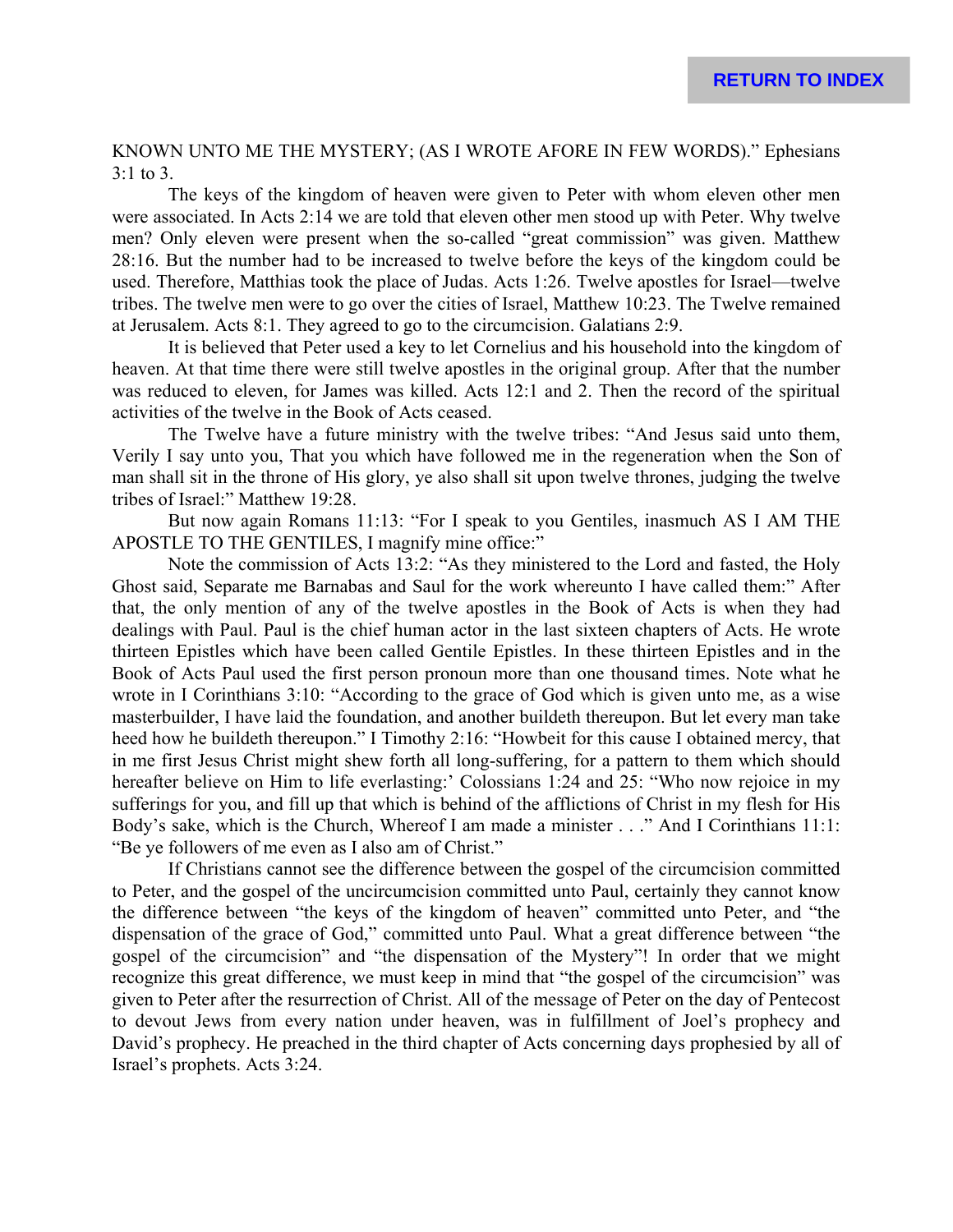KNOWN UNTO ME THE MYSTERY; (AS I WROTE AFORE IN FEW WORDS).” Ephesians 3:1 to 3.

The keys of the kingdom of heaven were given to Peter with whom eleven other men were associated. In Acts 2:14 we are told that eleven other men stood up with Peter. Why twelve men? Only eleven were present when the so-called “great commission” was given. Matthew 28:16. But the number had to be increased to twelve before the keys of the kingdom could be used. Therefore, Matthias took the place of Judas. Acts 1:26. Twelve apostles for Israel—twelve tribes. The twelve men were to go over the cities of Israel, Matthew 10:23. The Twelve remained at Jerusalem. Acts 8:1. They agreed to go to the circumcision. Galatians 2:9.

It is believed that Peter used a key to let Cornelius and his household into the kingdom of heaven. At that time there were still twelve apostles in the original group. After that the number was reduced to eleven, for James was killed. Acts 12:1 and 2. Then the record of the spiritual activities of the twelve in the Book of Acts ceased.

The Twelve have a future ministry with the twelve tribes: “And Jesus said unto them, Verily I say unto you, That you which have followed me in the regeneration when the Son of man shall sit in the throne of His glory, ye also shall sit upon twelve thrones, judging the twelve tribes of Israel:” Matthew 19:28.

But now again Romans 11:13: “For I speak to you Gentiles, inasmuch AS I AM THE APOSTLE TO THE GENTILES, I magnify mine office:”

Note the commission of Acts 13:2: “As they ministered to the Lord and fasted, the Holy Ghost said, Separate me Barnabas and Saul for the work whereunto I have called them:” After that, the only mention of any of the twelve apostles in the Book of Acts is when they had dealings with Paul. Paul is the chief human actor in the last sixteen chapters of Acts. He wrote thirteen Epistles which have been called Gentile Epistles. In these thirteen Epistles and in the Book of Acts Paul used the first person pronoun more than one thousand times. Note what he wrote in I Corinthians 3:10: “According to the grace of God which is given unto me, as a wise masterbuilder, I have laid the foundation, and another buildeth thereupon. But let every man take heed how he buildeth thereupon.” I Timothy 2:16: “Howbeit for this cause I obtained mercy, that in me first Jesus Christ might shew forth all long-suffering, for a pattern to them which should hereafter believe on Him to life everlasting:’ Colossians 1:24 and 25: “Who now rejoice in my sufferings for you, and fill up that which is behind of the afflictions of Christ in my flesh for His Body’s sake, which is the Church, Whereof I am made a minister . . .” And I Corinthians 11:1: “Be ye followers of me even as I also am of Christ.”

If Christians cannot see the difference between the gospel of the circumcision committed to Peter, and the gospel of the uncircumcision committed unto Paul, certainly they cannot know the difference between “the keys of the kingdom of heaven” committed unto Peter, and “the dispensation of the grace of God,” committed unto Paul. What a great difference between “the gospel of the circumcision” and “the dispensation of the Mystery”! In order that we might recognize this great difference, we must keep in mind that “the gospel of the circumcision” was given to Peter after the resurrection of Christ. All of the message of Peter on the day of Pentecost to devout Jews from every nation under heaven, was in fulfillment of Joel’s prophecy and David’s prophecy. He preached in the third chapter of Acts concerning days prophesied by all of Israel’s prophets. Acts 3:24.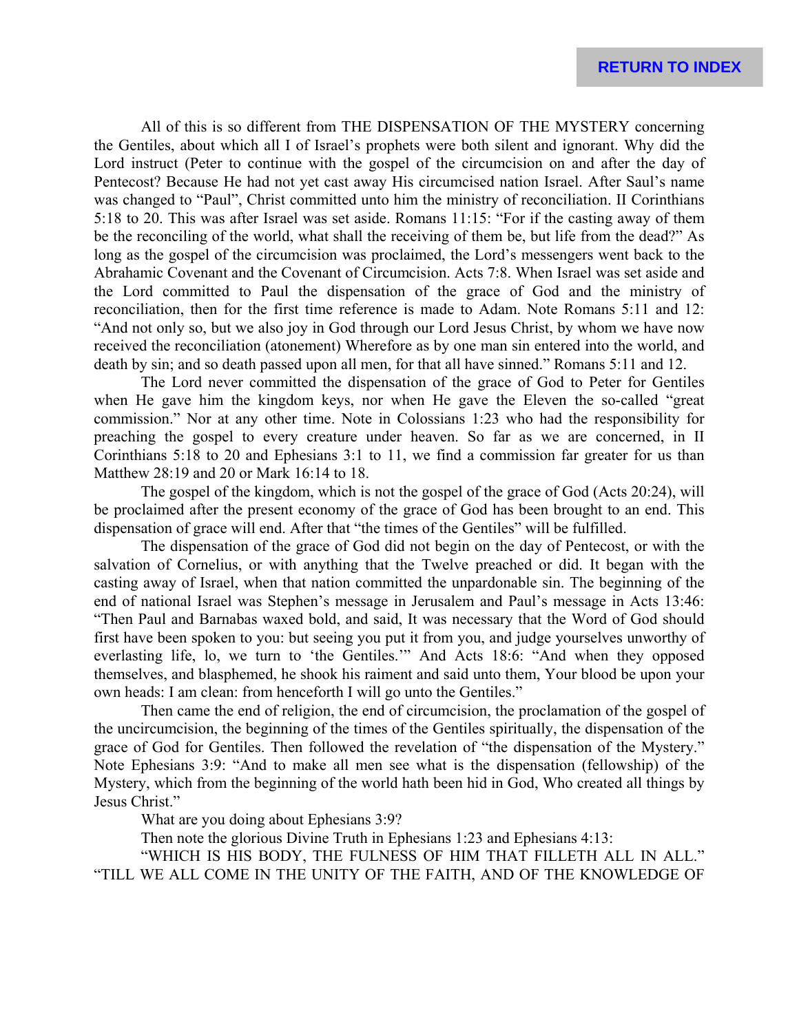All of this is so different from THE DISPENSATION OF THE MYSTERY concerning the Gentiles, about which all I of Israel's prophets were both silent and ignorant. Why did the Lord instruct (Peter to continue with the gospel of the circumcision on and after the day of Pentecost? Because He had not yet cast away His circumcised nation Israel. After Saul's name was changed to "Paul", Christ committed unto him the ministry of reconciliation. II Corinthians 5:18 to 20. This was after Israel was set aside. Romans 11:15: "For if the casting away of them be the reconciling of the world, what shall the receiving of them be, but life from the dead?" As long as the gospel of the circumcision was proclaimed, the Lord's messengers went back to the Abrahamic Covenant and the Covenant of Circumcision. Acts 7:8. When Israel was set aside and the Lord committed to Paul the dispensation of the grace of God and the ministry of reconciliation, then for the first time reference is made to Adam. Note Romans 5:11 and 12: "And not only so, but we also joy in God through our Lord Jesus Christ, by whom we have now received the reconciliation (atonement) Wherefore as by one man sin entered into the world, and death by sin; and so death passed upon all men, for that all have sinned." Romans 5:11 and 12.

The Lord never committed the dispensation of the grace of God to Peter for Gentiles when He gave him the kingdom keys, nor when He gave the Eleven the so-called "great commission." Nor at any other time. Note in Colossians 1:23 who had the responsibility for preaching the gospel to every creature under heaven. So far as we are concerned, in II Corinthians 5:18 to 20 and Ephesians 3:1 to 11, we find a commission far greater for us than Matthew 28:19 and 20 or Mark 16:14 to 18.

The gospel of the kingdom, which is not the gospel of the grace of God (Acts 20:24), will be proclaimed after the present economy of the grace of God has been brought to an end. This dispensation of grace will end. After that "the times of the Gentiles" will be fulfilled.

The dispensation of the grace of God did not begin on the day of Pentecost, or with the salvation of Cornelius, or with anything that the Twelve preached or did. It began with the casting away of Israel, when that nation committed the unpardonable sin. The beginning of the end of national Israel was Stephen's message in Jerusalem and Paul's message in Acts 13:46: "Then Paul and Barnabas waxed bold, and said, It was necessary that the Word of God should first have been spoken to you: but seeing you put it from you, and judge yourselves unworthy of everlasting life, lo, we turn to 'the Gentiles.'" And Acts 18:6: "And when they opposed themselves, and blasphemed, he shook his raiment and said unto them, Your blood be upon your own heads: I am clean: from henceforth I will go unto the Gentiles."

Then came the end of religion, the end of circumcision, the proclamation of the gospel of the uncircumcision, the beginning of the times of the Gentiles spiritually, the dispensation of the grace of God for Gentiles. Then followed the revelation of "the dispensation of the Mystery." Note Ephesians 3:9: "And to make all men see what is the dispensation (fellowship) of the Mystery, which from the beginning of the world hath been hid in God, Who created all things by Jesus Christ."

What are you doing about Ephesians 3:9?

Then note the glorious Divine Truth in Ephesians 1:23 and Ephesians 4:13:

"WHICH IS HIS BODY, THE FULNESS OF HIM THAT FILLETH ALL IN ALL." "TILL WE ALL COME IN THE UNITY OF THE FAITH, AND OF THE KNOWLEDGE OF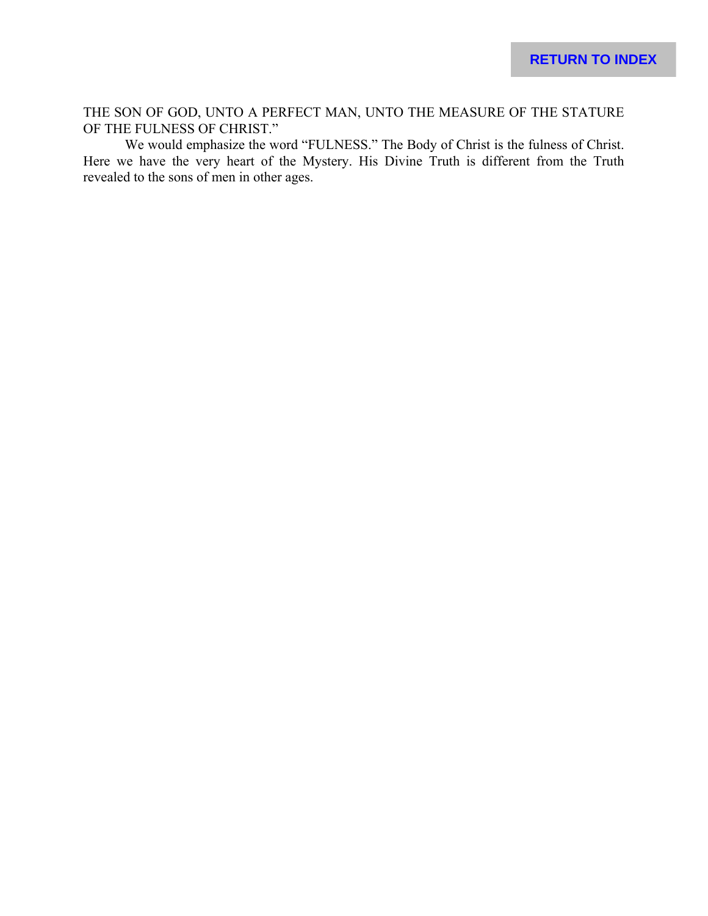THE SON OF GOD, UNTO A PERFECT MAN, UNTO THE MEASURE OF THE STATURE OF THE FULNESS OF CHRIST."

We would emphasize the word "FULNESS." The Body of Christ is the fulness of Christ. Here we have the very heart of the Mystery. His Divine Truth is different from the Truth revealed to the sons of men in other ages.